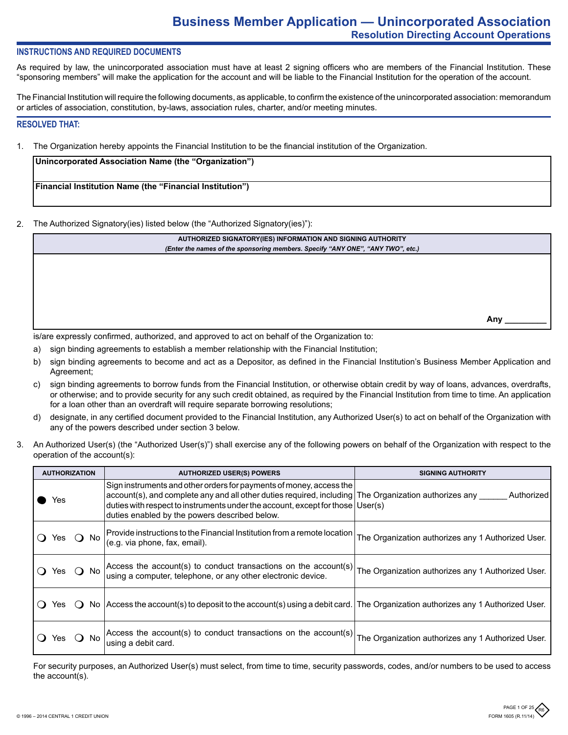# Business Member Application — Unincorporated Association

## Resolution Directing Account Operations

### INSTRUCTIONS AND REQUIRED DOCUMENTS

As required by law, the unincorporated association must have at least 2 signing officers who are members of the Financial Institution. These "sponsoring members" will make the application for the account and will be liable to the Financial Institution for the operation of the account.

The Financial Institution will require the following documents, as applicable, to confirm the existence of the unincorporated association: memorandum or articles of association, constitution, by-laws, association rules, charter, and/or meeting minutes.

### RESOLVED THAT:

1. The Organization hereby appoints the Financial Institution to be the financial institution of the Organization.

| **Unincorporated Association Name (the "Organization")** |
|---|
| **Financial Institution Name (the "Financial Institution")** |

2. The Authorized Signatory(ies) listed below (the "Authorized Signatory(ies)"):

| **AUTHORIZED SIGNATORY(IES) INFORMATION AND SIGNING AUTHORITY** *(Enter the names of the sponsoring members. Specify "ANY ONE", "ANY TWO", etc.)* |
|---|
| **Any** _________ |

is/are expressly confirmed, authorized, and approved to act on behalf of the Organization to:

a) sign binding agreements to establish a member relationship with the Financial Institution;

b) sign binding agreements to become and act as a Depositor, as defined in the Financial Institution's Business Member Application and Agreement;

c) sign binding agreements to borrow funds from the Financial Institution, or otherwise obtain credit by way of loans, advances, overdrafts, or otherwise; and to provide security for any such credit obtained, as required by the Financial Institution from time to time. An application for a loan other than an overdraft will require separate borrowing resolutions;

d) designate, in any certified document provided to the Financial Institution, any Authorized User(s) to act on behalf of the Organization with any of the powers described under section 3 below.

3. An Authorized User(s) (the "Authorized User(s)") shall exercise any of the following powers on behalf of the Organization with respect to the operation of the account(s):

| AUTHORIZATION | AUTHORIZED USER(S) POWERS | SIGNING AUTHORITY |
|---|---|---|
| ● Yes | Sign instruments and other orders for payments of money, access the account(s), and complete any and all other duties required, including duties with respect to instruments under the account, except for those duties enabled by the powers described below. | The Organization authorizes any ______ Authorized User(s) |
| ❍ Yes ❍ No | Provide instructions to the Financial Institution from a remote location (e.g. via phone, fax, email). | The Organization authorizes any 1 Authorized User. |
| ❍ Yes ❍ No | Access the account(s) to conduct transactions on the account(s) using a computer, telephone, or any other electronic device. | The Organization authorizes any 1 Authorized User. |
| ❍ Yes ❍ No | Access the account(s) to deposit to the account(s) using a debit card. | The Organization authorizes any 1 Authorized User. |
| ❍ Yes ❍ No | Access the account(s) to conduct transactions on the account(s) using a debit card. | The Organization authorizes any 1 Authorized User. |

For security purposes, an Authorized User(s) must select, from time to time, security passwords, codes, and/or numbers to be used to access the account(s).

© 1996 – 2014 CENTRAL 1 CREDIT UNION

FORM 1605 (R.11/14)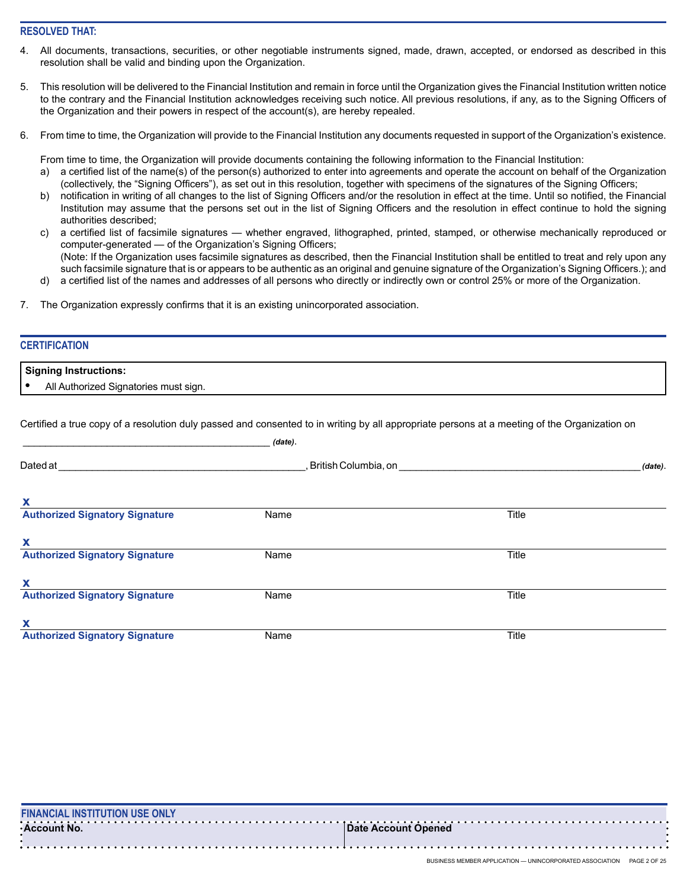## RESOLVED THAT:

4. All documents, transactions, securities, or other negotiable instruments signed, made, drawn, accepted, or endorsed as described in this resolution shall be valid and binding upon the Organization.

5. This resolution will be delivered to the Financial Institution and remain in force until the Organization gives the Financial Institution written notice to the contrary and the Financial Institution acknowledges receiving such notice. All previous resolutions, if any, as to the Signing Officers of the Organization and their powers in respect of the account(s), are hereby repealed.

6. From time to time, the Organization will provide to the Financial Institution any documents requested in support of the Organization's existence.

   From time to time, the Organization will provide documents containing the following information to the Financial Institution:
   a) a certified list of the name(s) of the person(s) authorized to enter into agreements and operate the account on behalf of the Organization (collectively, the "Signing Officers"), as set out in this resolution, together with specimens of the signatures of the Signing Officers;
   b) notification in writing of all changes to the list of Signing Officers and/or the resolution in effect at the time. Until so notified, the Financial Institution may assume that the persons set out in the list of Signing Officers and the resolution in effect continue to hold the signing authorities described;
   c) a certified list of facsimile signatures — whether engraved, lithographed, printed, stamped, or otherwise mechanically reproduced or computer-generated — of the Organization's Signing Officers;
   (Note: If the Organization uses facsimile signatures as described, then the Financial Institution shall be entitled to treat and rely upon any such facsimile signature that is or appears to be authentic as an original and genuine signature of the Organization's Signing Officers.); and
   d) a certified list of the names and addresses of all persons who directly or indirectly own or control 25% or more of the Organization.

7. The Organization expressly confirms that it is an existing unincorporated association.

## CERTIFICATION

**Signing Instructions:**

- All Authorized Signatories must sign.

Certified a true copy of a resolution duly passed and consented to in writing by all appropriate persons at a meeting of the Organization on

_____________________________________________ ***(date)***.

Dated at _____________________________________________, British Columbia, on _____________________________________________ ***(date)***.

**x**
**Authorized Signatory Signature** Name Title

**x**
**Authorized Signatory Signature** Name Title

**x**
**Authorized Signatory Signature** Name Title

**x**
**Authorized Signatory Signature** Name Title

## FINANCIAL INSTITUTION USE ONLY

| **Account No.** | **Date Account Opened** |
|---|---|
| | |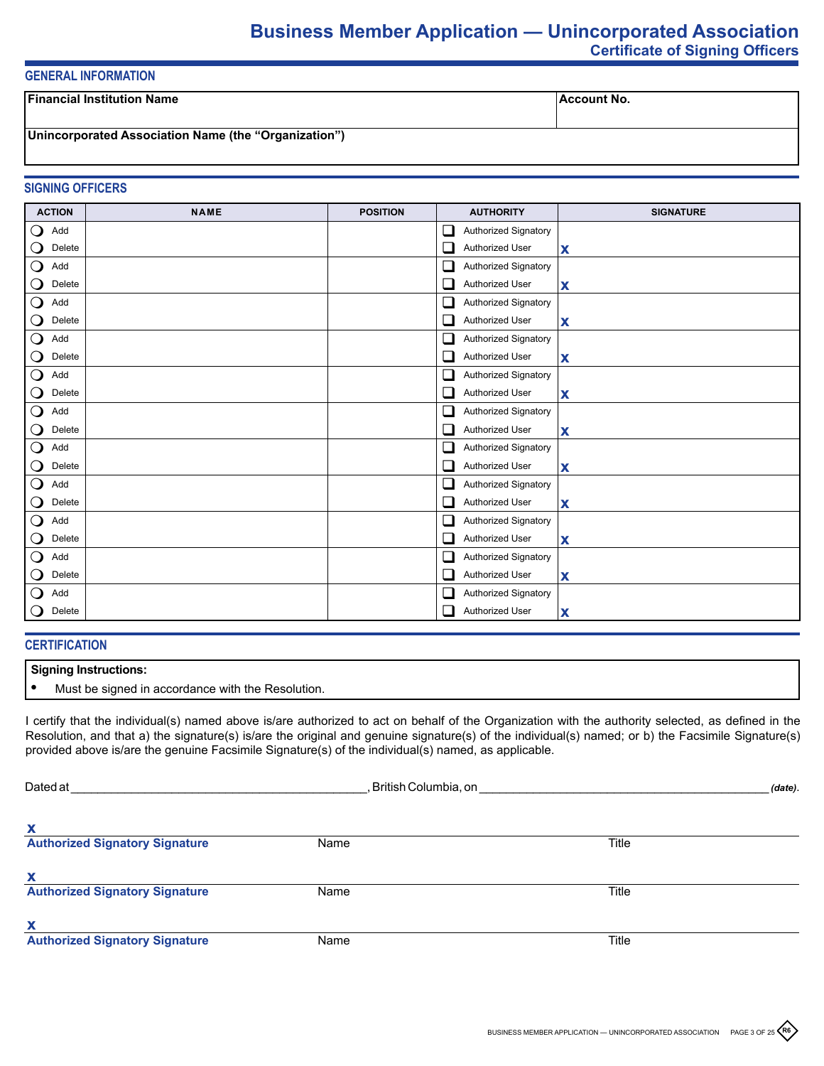# Business Member Application — Unincorporated Association

## Certificate of Signing Officers

### GENERAL INFORMATION

| Financial Institution Name | Account No. |
|---|---|
| | |
| **Unincorporated Association Name (the "Organization")** | |
| | |

### SIGNING OFFICERS

| ACTION | NAME | POSITION | AUTHORITY | SIGNATURE |
|---|---|---|---|---|
| ◯ Add ◯ Delete | | | ☐ Authorized Signatory ☐ Authorized User | X |
| ◯ Add ◯ Delete | | | ☐ Authorized Signatory ☐ Authorized User | X |
| ◯ Add ◯ Delete | | | ☐ Authorized Signatory ☐ Authorized User | X |
| ◯ Add ◯ Delete | | | ☐ Authorized Signatory ☐ Authorized User | X |
| ◯ Add ◯ Delete | | | ☐ Authorized Signatory ☐ Authorized User | X |
| ◯ Add ◯ Delete | | | ☐ Authorized Signatory ☐ Authorized User | X |
| ◯ Add ◯ Delete | | | ☐ Authorized Signatory ☐ Authorized User | X |
| ◯ Add ◯ Delete | | | ☐ Authorized Signatory ☐ Authorized User | X |
| ◯ Add ◯ Delete | | | ☐ Authorized Signatory ☐ Authorized User | X |
| ◯ Add ◯ Delete | | | ☐ Authorized Signatory ☐ Authorized User | X |
| ◯ Add ◯ Delete | | | ☐ Authorized Signatory ☐ Authorized User | X |

### CERTIFICATION

**Signing Instructions:**

- Must be signed in accordance with the Resolution.

I certify that the individual(s) named above is/are authorized to act on behalf of the Organization with the authority selected, as defined in the Resolution, and that a) the signature(s) is/are the original and genuine signature(s) of the individual(s) named; or b) the Facsimile Signature(s) provided above is/are the genuine Facsimile Signature(s) of the individual(s) named, as applicable.

Dated at ____________________________________________, British Columbia, on ____________________________________________ *(date)*.

X ______________________________________________________________________
**Authorized Signatory Signature** Name Title

X ______________________________________________________________________
**Authorized Signatory Signature** Name Title

X ______________________________________________________________________
**Authorized Signatory Signature** Name Title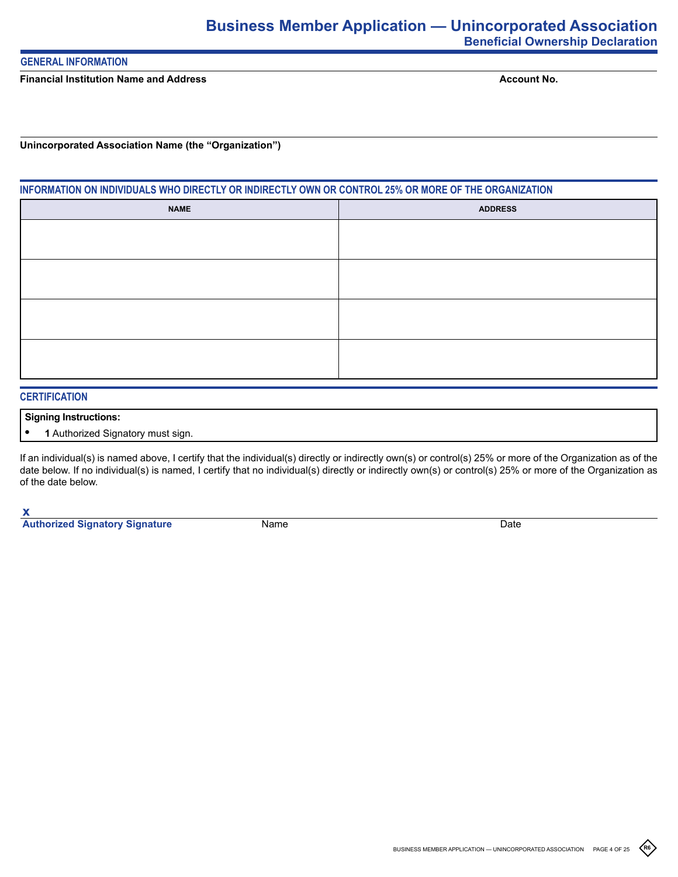# Business Member Application — Unincorporated Association

## Beneficial Ownership Declaration

### GENERAL INFORMATION

**Financial Institution Name and Address** | **Account No.**

**Unincorporated Association Name (the "Organization")**

### INFORMATION ON INDIVIDUALS WHO DIRECTLY OR INDIRECTLY OWN OR CONTROL 25% OR MORE OF THE ORGANIZATION

| NAME | ADDRESS |
|---|---|
| | |
| | |
| | |
| | |

### CERTIFICATION

**Signing Instructions:**

- **1** Authorized Signatory must sign.

If an individual(s) is named above, I certify that the individual(s) directly or indirectly own(s) or control(s) 25% or more of the Organization as of the date below. If no individual(s) is named, I certify that no individual(s) directly or indirectly own(s) or control(s) 25% or more of the Organization as of the date below.

**X**

**Authorized Signatory Signature** | Name | Date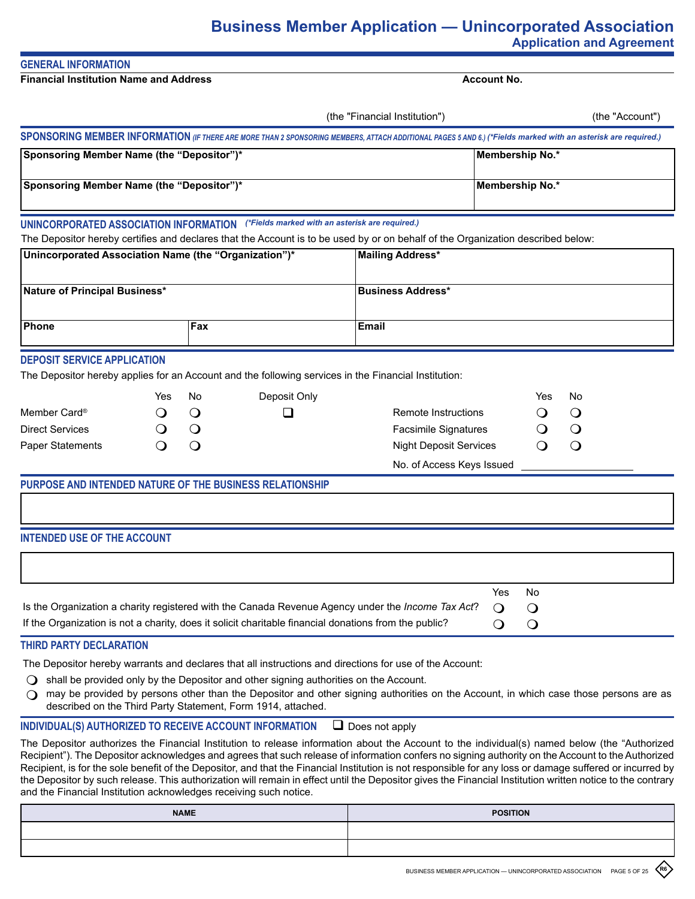# Business Member Application — Unincorporated Association

## Application and Agreement

### GENERAL INFORMATION

| Financial Institution Name and Address | Account No. |
|---|---|
| (the "Financial Institution") | (the "Account") |

### SPONSORING MEMBER INFORMATION *(IF THERE ARE MORE THAN 2 SPONSORING MEMBERS, ATTACH ADDITIONAL PAGES 5 AND 6.) (*Fields marked with an asterisk are required.)*

| Sponsoring Member Name (the "Depositor")* | Membership No.* |
|---|---|
| Sponsoring Member Name (the "Depositor")* | Membership No.* |

### UNINCORPORATED ASSOCIATION INFORMATION *(*Fields marked with an asterisk are required.)*

The Depositor hereby certifies and declares that the Account is to be used by or on behalf of the Organization described below:

| Unincorporated Association Name (the "Organization")* | | Mailing Address* |
|---|---|---|
| Nature of Principal Business* | | Business Address* |
| Phone | Fax | Email |

### DEPOSIT SERVICE APPLICATION

The Depositor hereby applies for an Account and the following services in the Financial Institution:

| | Yes | No | Deposit Only | | Yes | No |
|---|---|---|---|---|---|---|
| Member Card® | ❍ | ❍ | ☐ | Remote Instructions | ❍ | ❍ |
| Direct Services | ❍ | ❍ | | Facsimile Signatures | ❍ | ❍ |
| Paper Statements | ❍ | ❍ | | Night Deposit Services | ❍ | ❍ |
| | | | | No. of Access Keys Issued | ______ | |

### PURPOSE AND INTENDED NATURE OF THE BUSINESS RELATIONSHIP

### INTENDED USE OF THE ACCOUNT

| | Yes | No |
|---|---|---|
| Is the Organization a charity registered with the Canada Revenue Agency under the *Income Tax Act*? | ❍ | ❍ |
| If the Organization is not a charity, does it solicit charitable financial donations from the public? | ❍ | ❍ |

### THIRD PARTY DECLARATION

The Depositor hereby warrants and declares that all instructions and directions for use of the Account:

- ❍ shall be provided only by the Depositor and other signing authorities on the Account.
- ❍ may be provided by persons other than the Depositor and other signing authorities on the Account, in which case those persons are as described on the Third Party Statement, Form 1914, attached.

### INDIVIDUAL(S) AUTHORIZED TO RECEIVE ACCOUNT INFORMATION ☐ Does not apply

The Depositor authorizes the Financial Institution to release information about the Account to the individual(s) named below (the "Authorized Recipient"). The Depositor acknowledges and agrees that such release of information confers no signing authority on the Account to the Authorized Recipient, is for the sole benefit of the Depositor, and that the Financial Institution is not responsible for any loss or damage suffered or incurred by the Depositor by such release. This authorization will remain in effect until the Depositor gives the Financial Institution written notice to the contrary and the Financial Institution acknowledges receiving such notice.

| NAME | POSITION |
|---|---|
| | |
| | |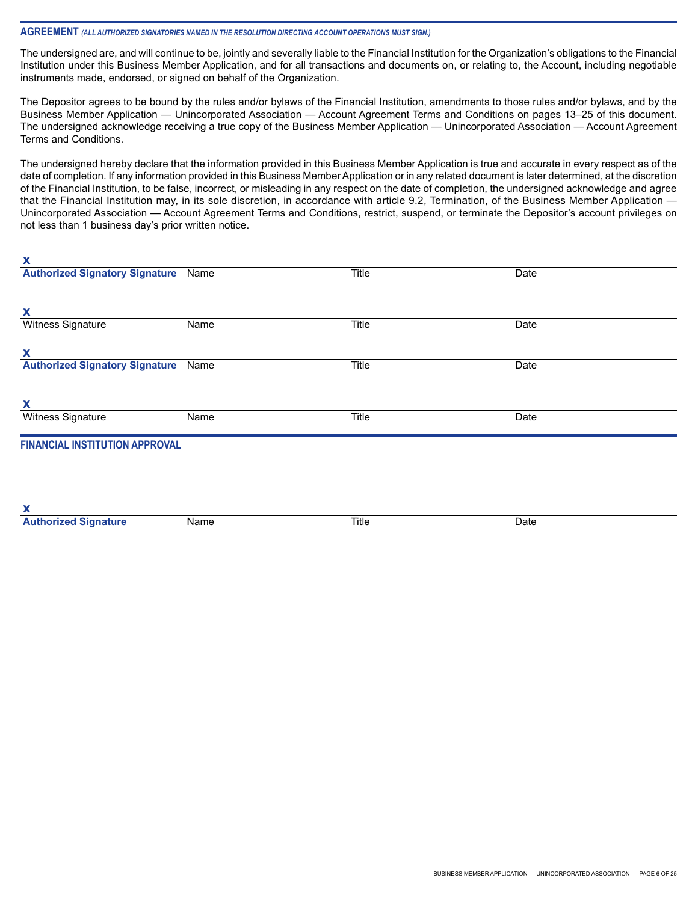## AGREEMENT *(ALL AUTHORIZED SIGNATORIES NAMED IN THE RESOLUTION DIRECTING ACCOUNT OPERATIONS MUST SIGN.)*

The undersigned are, and will continue to be, jointly and severally liable to the Financial Institution for the Organization's obligations to the Financial Institution under this Business Member Application, and for all transactions and documents on, or relating to, the Account, including negotiable instruments made, endorsed, or signed on behalf of the Organization.

The Depositor agrees to be bound by the rules and/or bylaws of the Financial Institution, amendments to those rules and/or bylaws, and by the Business Member Application — Unincorporated Association — Account Agreement Terms and Conditions on pages 13–25 of this document. The undersigned acknowledge receiving a true copy of the Business Member Application — Unincorporated Association — Account Agreement Terms and Conditions.

The undersigned hereby declare that the information provided in this Business Member Application is true and accurate in every respect as of the date of completion. If any information provided in this Business Member Application or in any related document is later determined, at the discretion of the Financial Institution, to be false, incorrect, or misleading in any respect on the date of completion, the undersigned acknowledge and agree that the Financial Institution may, in its sole discretion, in accordance with article 9.2, Termination, of the Business Member Application — Unincorporated Association — Account Agreement Terms and Conditions, restrict, suspend, or terminate the Depositor's account privileges on not less than 1 business day's prior written notice.

X

| **Authorized Signatory Signature** | Name | Title | Date |
|---|---|---|---|

X

| Witness Signature | Name | Title | Date |
|---|---|---|---|

X

| **Authorized Signatory Signature** | Name | Title | Date |
|---|---|---|---|

X

| Witness Signature | Name | Title | Date |
|---|---|---|---|

## FINANCIAL INSTITUTION APPROVAL

X

| **Authorized Signature** | Name | Title | Date |
|---|---|---|---|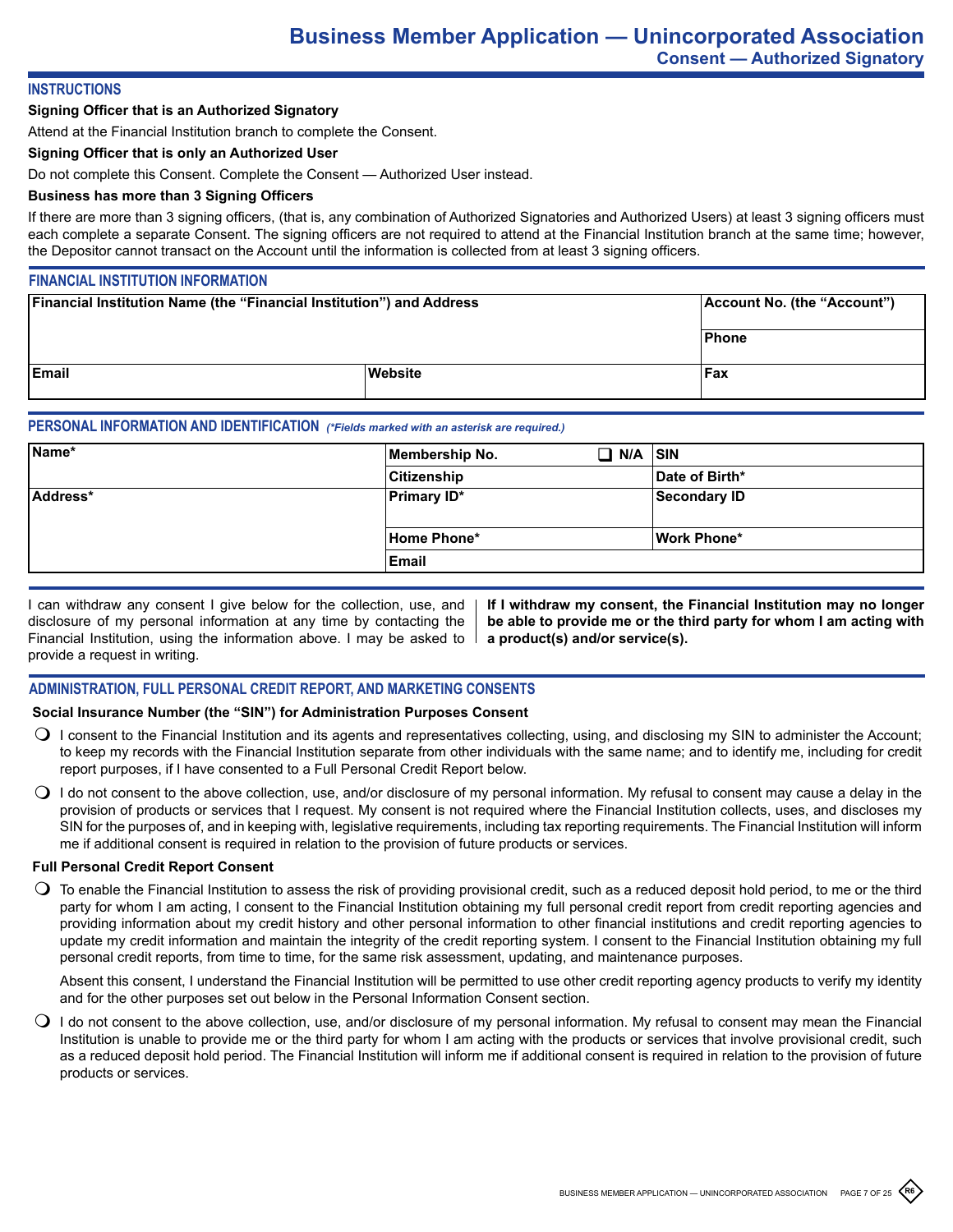# Business Member Application — Unincorporated Association

## Consent — Authorized Signatory

### INSTRUCTIONS

**Signing Officer that is an Authorized Signatory**

Attend at the Financial Institution branch to complete the Consent.

**Signing Officer that is only an Authorized User**

Do not complete this Consent. Complete the Consent — Authorized User instead.

**Business has more than 3 Signing Officers**

If there are more than 3 signing officers, (that is, any combination of Authorized Signatories and Authorized Users) at least 3 signing officers must each complete a separate Consent. The signing officers are not required to attend at the Financial Institution branch at the same time; however, the Depositor cannot transact on the Account until the information is collected from at least 3 signing officers.

### FINANCIAL INSTITUTION INFORMATION

| Financial Institution Name (the "Financial Institution") and Address | | Account No. (the "Account") |
|---|---|---|
| | | Phone |
| Email | Website | Fax |

### PERSONAL INFORMATION AND IDENTIFICATION *(\*Fields marked with an asterisk are required.)*

| Name* | Membership No. ❑ N/A | SIN |
|---|---|---|
| | Citizenship | Date of Birth* |
| Address* | Primary ID* | Secondary ID |
| | Home Phone* | Work Phone* |
| | Email | |

I can withdraw any consent I give below for the collection, use, and disclosure of my personal information at any time by contacting the Financial Institution, using the information above. I may be asked to provide a request in writing.

**If I withdraw my consent, the Financial Institution may no longer be able to provide me or the third party for whom I am acting with a product(s) and/or service(s).**

### ADMINISTRATION, FULL PERSONAL CREDIT REPORT, AND MARKETING CONSENTS

**Social Insurance Number (the "SIN") for Administration Purposes Consent**

❍ I consent to the Financial Institution and its agents and representatives collecting, using, and disclosing my SIN to administer the Account; to keep my records with the Financial Institution separate from other individuals with the same name; and to identify me, including for credit report purposes, if I have consented to a Full Personal Credit Report below.

❍ I do not consent to the above collection, use, and/or disclosure of my personal information. My refusal to consent may cause a delay in the provision of products or services that I request. My consent is not required where the Financial Institution collects, uses, and discloses my SIN for the purposes of, and in keeping with, legislative requirements, including tax reporting requirements. The Financial Institution will inform me if additional consent is required in relation to the provision of future products or services.

**Full Personal Credit Report Consent**

❍ To enable the Financial Institution to assess the risk of providing provisional credit, such as a reduced deposit hold period, to me or the third party for whom I am acting, I consent to the Financial Institution obtaining my full personal credit report from credit reporting agencies and providing information about my credit history and other personal information to other financial institutions and credit reporting agencies to update my credit information and maintain the integrity of the credit reporting system. I consent to the Financial Institution obtaining my full personal credit reports, from time to time, for the same risk assessment, updating, and maintenance purposes.

Absent this consent, I understand the Financial Institution will be permitted to use other credit reporting agency products to verify my identity and for the other purposes set out below in the Personal Information Consent section.

❍ I do not consent to the above collection, use, and/or disclosure of my personal information. My refusal to consent may mean the Financial Institution is unable to provide me or the third party for whom I am acting with the products or services that involve provisional credit, such as a reduced deposit hold period. The Financial Institution will inform me if additional consent is required in relation to the provision of future products or services.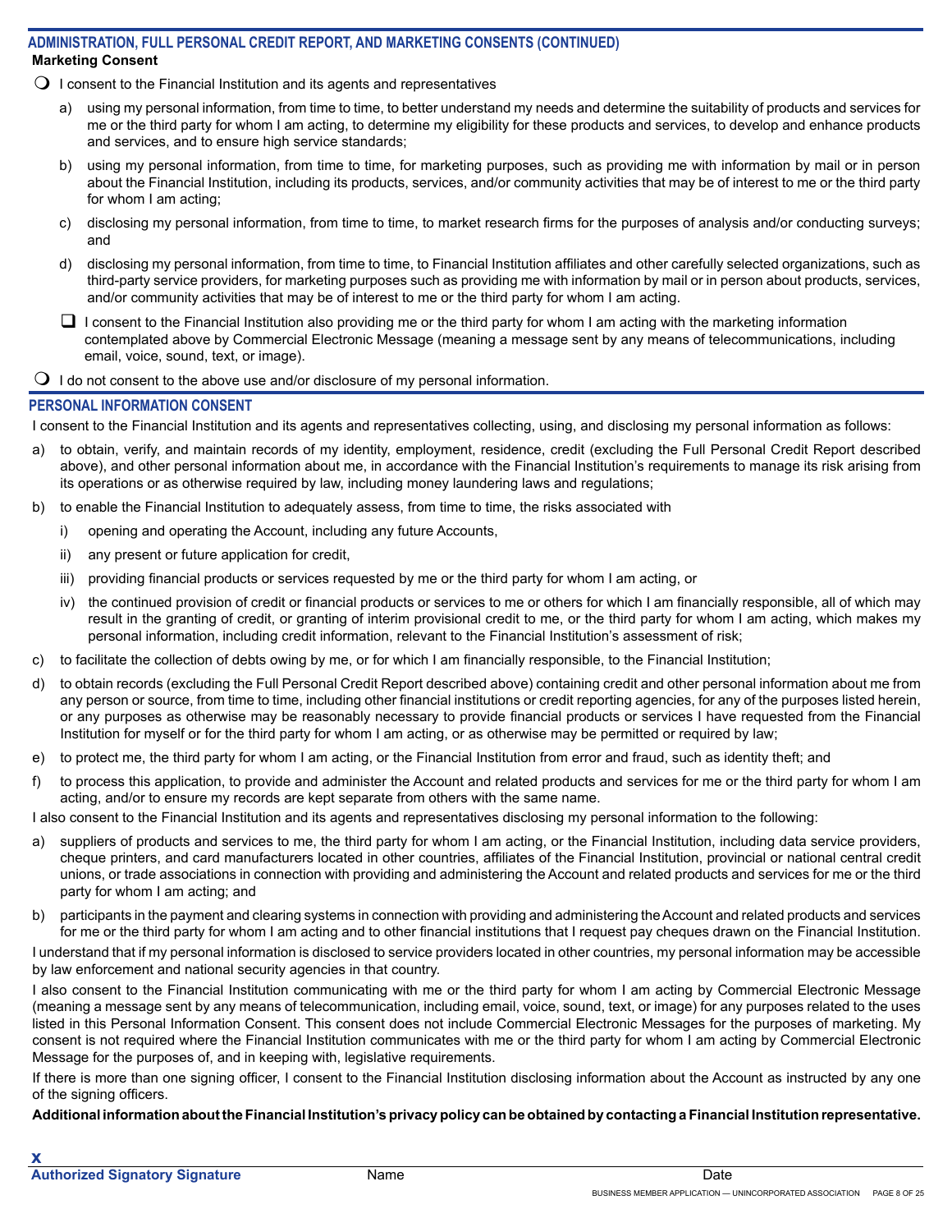## ADMINISTRATION, FULL PERSONAL CREDIT REPORT, AND MARKETING CONSENTS (CONTINUED)

**Marketing Consent**

❍ I consent to the Financial Institution and its agents and representatives

a) using my personal information, from time to time, to better understand my needs and determine the suitability of products and services for me or the third party for whom I am acting, to determine my eligibility for these products and services, to develop and enhance products and services, and to ensure high service standards;

b) using my personal information, from time to time, for marketing purposes, such as providing me with information by mail or in person about the Financial Institution, including its products, services, and/or community activities that may be of interest to me or the third party for whom I am acting;

c) disclosing my personal information, from time to time, to market research firms for the purposes of analysis and/or conducting surveys; and

d) disclosing my personal information, from time to time, to Financial Institution affiliates and other carefully selected organizations, such as third-party service providers, for marketing purposes such as providing me with information by mail or in person about products, services, and/or community activities that may be of interest to me or the third party for whom I am acting.

☐ I consent to the Financial Institution also providing me or the third party for whom I am acting with the marketing information contemplated above by Commercial Electronic Message (meaning a message sent by any means of telecommunications, including email, voice, sound, text, or image).

❍ I do not consent to the above use and/or disclosure of my personal information.

## PERSONAL INFORMATION CONSENT

I consent to the Financial Institution and its agents and representatives collecting, using, and disclosing my personal information as follows:

a) to obtain, verify, and maintain records of my identity, employment, residence, credit (excluding the Full Personal Credit Report described above), and other personal information about me, in accordance with the Financial Institution's requirements to manage its risk arising from its operations or as otherwise required by law, including money laundering laws and regulations;

b) to enable the Financial Institution to adequately assess, from time to time, the risks associated with

   i) opening and operating the Account, including any future Accounts,

   ii) any present or future application for credit,

   iii) providing financial products or services requested by me or the third party for whom I am acting, or

   iv) the continued provision of credit or financial products or services to me or others for which I am financially responsible, all of which may result in the granting of credit, or granting of interim provisional credit to me, or the third party for whom I am acting, which makes my personal information, including credit information, relevant to the Financial Institution's assessment of risk;

c) to facilitate the collection of debts owing by me, or for which I am financially responsible, to the Financial Institution;

d) to obtain records (excluding the Full Personal Credit Report described above) containing credit and other personal information about me from any person or source, from time to time, including other financial institutions or credit reporting agencies, for any of the purposes listed herein, or any purposes as otherwise may be reasonably necessary to provide financial products or services I have requested from the Financial Institution for myself or for the third party for whom I am acting, or as otherwise may be permitted or required by law;

e) to protect me, the third party for whom I am acting, or the Financial Institution from error and fraud, such as identity theft; and

f) to process this application, to provide and administer the Account and related products and services for me or the third party for whom I am acting, and/or to ensure my records are kept separate from others with the same name.

I also consent to the Financial Institution and its agents and representatives disclosing my personal information to the following:

a) suppliers of products and services to me, the third party for whom I am acting, or the Financial Institution, including data service providers, cheque printers, and card manufacturers located in other countries, affiliates of the Financial Institution, provincial or national central credit unions, or trade associations in connection with providing and administering the Account and related products and services for me or the third party for whom I am acting; and

b) participants in the payment and clearing systems in connection with providing and administering the Account and related products and services for me or the third party for whom I am acting and to other financial institutions that I request pay cheques drawn on the Financial Institution.

I understand that if my personal information is disclosed to service providers located in other countries, my personal information may be accessible by law enforcement and national security agencies in that country.

I also consent to the Financial Institution communicating with me or the third party for whom I am acting by Commercial Electronic Message (meaning a message sent by any means of telecommunication, including email, voice, sound, text, or image) for any purposes related to the uses listed in this Personal Information Consent. This consent does not include Commercial Electronic Messages for the purposes of marketing. My consent is not required where the Financial Institution communicates with me or the third party for whom I am acting by Commercial Electronic Message for the purposes of, and in keeping with, legislative requirements.

If there is more than one signing officer, I consent to the Financial Institution disclosing information about the Account as instructed by any one of the signing officers.

**Additional information about the Financial Institution's privacy policy can be obtained by contacting a Financial Institution representative.**

**x**

| **Authorized Signatory Signature** | Name | Date |
|---|---|---|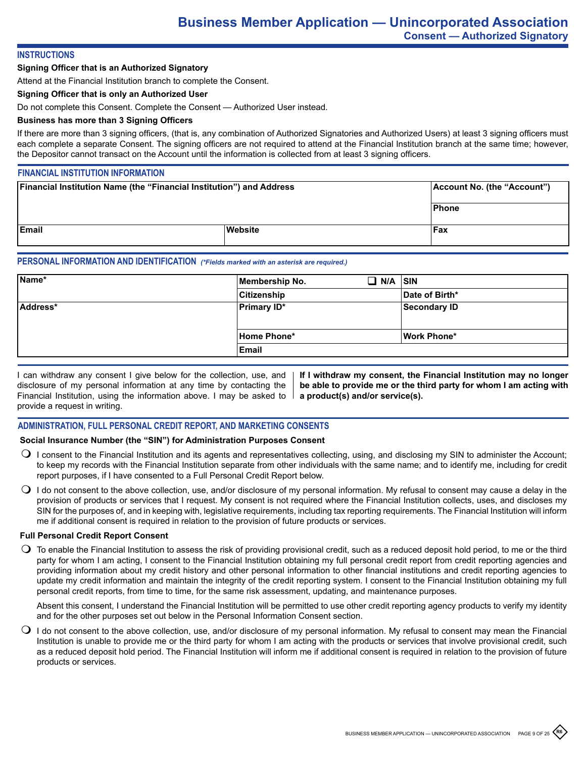# Business Member Application — Unincorporated Association

## Consent — Authorized Signatory

### INSTRUCTIONS

**Signing Officer that is an Authorized Signatory**

Attend at the Financial Institution branch to complete the Consent.

**Signing Officer that is only an Authorized User**

Do not complete this Consent. Complete the Consent — Authorized User instead.

**Business has more than 3 Signing Officers**

If there are more than 3 signing officers, (that is, any combination of Authorized Signatories and Authorized Users) at least 3 signing officers must each complete a separate Consent. The signing officers are not required to attend at the Financial Institution branch at the same time; however, the Depositor cannot transact on the Account until the information is collected from at least 3 signing officers.

### FINANCIAL INSTITUTION INFORMATION

| Financial Institution Name (the "Financial Institution") and Address | | Account No. (the "Account") |
|---|---|---|
| | | Phone |
| Email | Website | Fax |

### PERSONAL INFORMATION AND IDENTIFICATION *(\*Fields marked with an asterisk are required.)*

| Name* | Membership No. ☐ N/A | SIN |
|---|---|---|
| | Citizenship | Date of Birth* |
| Address* | Primary ID* | Secondary ID |
| | Home Phone* | Work Phone* |
| | Email | |

I can withdraw any consent I give below for the collection, use, and disclosure of my personal information at any time by contacting the Financial Institution, using the information above. I may be asked to provide a request in writing.

**If I withdraw my consent, the Financial Institution may no longer be able to provide me or the third party for whom I am acting with a product(s) and/or service(s).**

### ADMINISTRATION, FULL PERSONAL CREDIT REPORT, AND MARKETING CONSENTS

**Social Insurance Number (the "SIN") for Administration Purposes Consent**

- ○ I consent to the Financial Institution and its agents and representatives collecting, using, and disclosing my SIN to administer the Account; to keep my records with the Financial Institution separate from other individuals with the same name; and to identify me, including for credit report purposes, if I have consented to a Full Personal Credit Report below.
- ○ I do not consent to the above collection, use, and/or disclosure of my personal information. My refusal to consent may cause a delay in the provision of products or services that I request. My consent is not required where the Financial Institution collects, uses, and discloses my SIN for the purposes of, and in keeping with, legislative requirements, including tax reporting requirements. The Financial Institution will inform me if additional consent is required in relation to the provision of future products or services.

**Full Personal Credit Report Consent**

- ○ To enable the Financial Institution to assess the risk of providing provisional credit, such as a reduced deposit hold period, to me or the third party for whom I am acting, I consent to the Financial Institution obtaining my full personal credit report from credit reporting agencies and providing information about my credit history and other personal information to other financial institutions and credit reporting agencies to update my credit information and maintain the integrity of the credit reporting system. I consent to the Financial Institution obtaining my full personal credit reports, from time to time, for the same risk assessment, updating, and maintenance purposes.

  Absent this consent, I understand the Financial Institution will be permitted to use other credit reporting agency products to verify my identity and for the other purposes set out below in the Personal Information Consent section.

- ○ I do not consent to the above collection, use, and/or disclosure of my personal information. My refusal to consent may mean the Financial Institution is unable to provide me or the third party for whom I am acting with the products or services that involve provisional credit, such as a reduced deposit hold period. The Financial Institution will inform me if additional consent is required in relation to the provision of future products or services.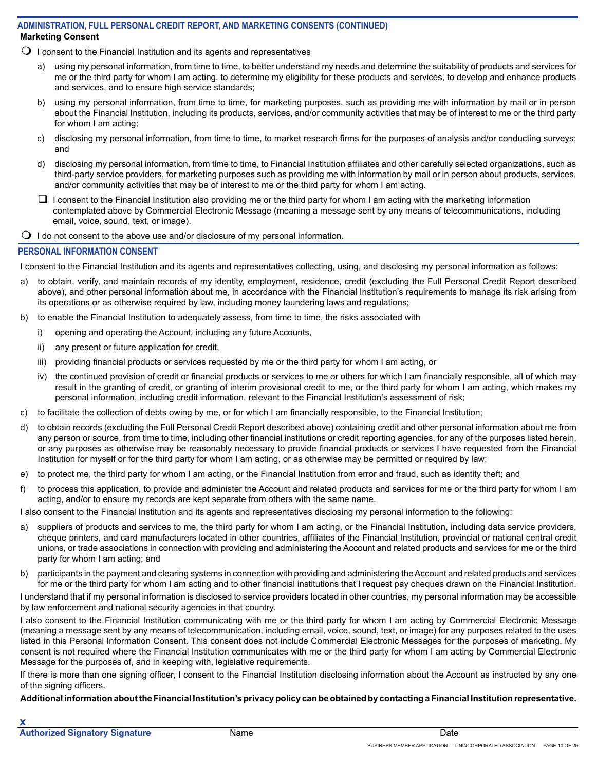## ADMINISTRATION, FULL PERSONAL CREDIT REPORT, AND MARKETING CONSENTS (CONTINUED)

**Marketing Consent**

❍ I consent to the Financial Institution and its agents and representatives

a) using my personal information, from time to time, to better understand my needs and determine the suitability of products and services for me or the third party for whom I am acting, to determine my eligibility for these products and services, to develop and enhance products and services, and to ensure high service standards;

b) using my personal information, from time to time, for marketing purposes, such as providing me with information by mail or in person about the Financial Institution, including its products, services, and/or community activities that may be of interest to me or the third party for whom I am acting;

c) disclosing my personal information, from time to time, to market research firms for the purposes of analysis and/or conducting surveys; and

d) disclosing my personal information, from time to time, to Financial Institution affiliates and other carefully selected organizations, such as third-party service providers, for marketing purposes such as providing me with information by mail or in person about products, services, and/or community activities that may be of interest to me or the third party for whom I am acting.

❏ I consent to the Financial Institution also providing me or the third party for whom I am acting with the marketing information contemplated above by Commercial Electronic Message (meaning a message sent by any means of telecommunications, including email, voice, sound, text, or image).

❍ I do not consent to the above use and/or disclosure of my personal information.

## PERSONAL INFORMATION CONSENT

I consent to the Financial Institution and its agents and representatives collecting, using, and disclosing my personal information as follows:

a) to obtain, verify, and maintain records of my identity, employment, residence, credit (excluding the Full Personal Credit Report described above), and other personal information about me, in accordance with the Financial Institution's requirements to manage its risk arising from its operations or as otherwise required by law, including money laundering laws and regulations;

b) to enable the Financial Institution to adequately assess, from time to time, the risks associated with

i) opening and operating the Account, including any future Accounts,

ii) any present or future application for credit,

iii) providing financial products or services requested by me or the third party for whom I am acting, or

iv) the continued provision of credit or financial products or services to me or others for which I am financially responsible, all of which may result in the granting of credit, or granting of interim provisional credit to me, or the third party for whom I am acting, which makes my personal information, including credit information, relevant to the Financial Institution's assessment of risk;

c) to facilitate the collection of debts owing by me, or for which I am financially responsible, to the Financial Institution;

d) to obtain records (excluding the Full Personal Credit Report described above) containing credit and other personal information about me from any person or source, from time to time, including other financial institutions or credit reporting agencies, for any of the purposes listed herein, or any purposes as otherwise may be reasonably necessary to provide financial products or services I have requested from the Financial Institution for myself or for the third party for whom I am acting, or as otherwise may be permitted or required by law;

e) to protect me, the third party for whom I am acting, or the Financial Institution from error and fraud, such as identity theft; and

f) to process this application, to provide and administer the Account and related products and services for me or the third party for whom I am acting, and/or to ensure my records are kept separate from others with the same name.

I also consent to the Financial Institution and its agents and representatives disclosing my personal information to the following:

a) suppliers of products and services to me, the third party for whom I am acting, or the Financial Institution, including data service providers, cheque printers, and card manufacturers located in other countries, affiliates of the Financial Institution, provincial or national central credit unions, or trade associations in connection with providing and administering the Account and related products and services for me or the third party for whom I am acting; and

b) participants in the payment and clearing systems in connection with providing and administering the Account and related products and services for me or the third party for whom I am acting and to other financial institutions that I request pay cheques drawn on the Financial Institution.

I understand that if my personal information is disclosed to service providers located in other countries, my personal information may be accessible by law enforcement and national security agencies in that country.

I also consent to the Financial Institution communicating with me or the third party for whom I am acting by Commercial Electronic Message (meaning a message sent by any means of telecommunication, including email, voice, sound, text, or image) for any purposes related to the uses listed in this Personal Information Consent. This consent does not include Commercial Electronic Messages for the purposes of marketing. My consent is not required where the Financial Institution communicates with me or the third party for whom I am acting by Commercial Electronic Message for the purposes of, and in keeping with, legislative requirements.

If there is more than one signing officer, I consent to the Financial Institution disclosing information about the Account as instructed by any one of the signing officers.

**Additional information about the Financial Institution's privacy policy can be obtained by contacting a Financial Institution representative.**

**x**

| **Authorized Signatory Signature** | Name | Date |
|---|---|---|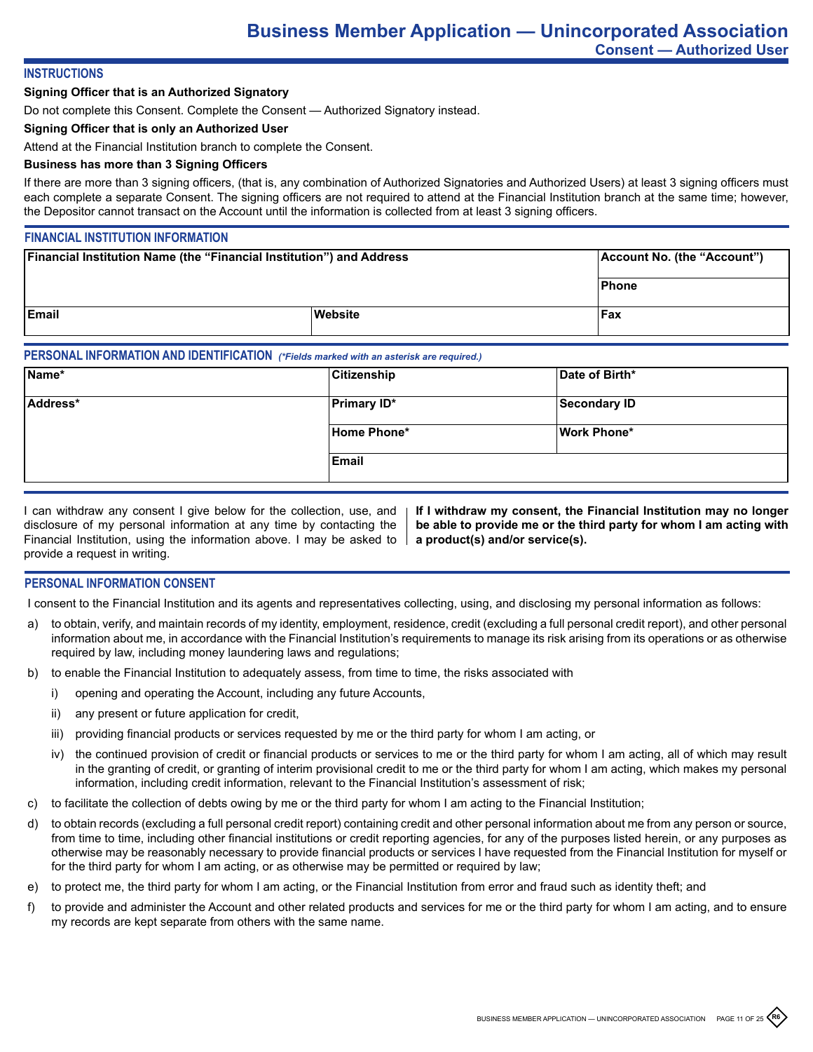# Business Member Application — Unincorporated Association

## Consent — Authorized User

### INSTRUCTIONS

**Signing Officer that is an Authorized Signatory**

Do not complete this Consent. Complete the Consent — Authorized Signatory instead.

**Signing Officer that is only an Authorized User**

Attend at the Financial Institution branch to complete the Consent.

**Business has more than 3 Signing Officers**

If there are more than 3 signing officers, (that is, any combination of Authorized Signatories and Authorized Users) at least 3 signing officers must each complete a separate Consent. The signing officers are not required to attend at the Financial Institution branch at the same time; however, the Depositor cannot transact on the Account until the information is collected from at least 3 signing officers.

### FINANCIAL INSTITUTION INFORMATION

| Financial Institution Name (the "Financial Institution") and Address | | Account No. (the "Account") |
|---|---|---|
| | | Phone |
| Email | Website | Fax |

### PERSONAL INFORMATION AND IDENTIFICATION *(\*Fields marked with an asterisk are required.)*

| Name* | Citizenship | Date of Birth* |
|---|---|---|
| Address* | Primary ID* | Secondary ID |
| | Home Phone* | Work Phone* |
| | Email | |

I can withdraw any consent I give below for the collection, use, and disclosure of my personal information at any time by contacting the Financial Institution, using the information above. I may be asked to provide a request in writing.

**If I withdraw my consent, the Financial Institution may no longer be able to provide me or the third party for whom I am acting with a product(s) and/or service(s).**

### PERSONAL INFORMATION CONSENT

I consent to the Financial Institution and its agents and representatives collecting, using, and disclosing my personal information as follows:

a) to obtain, verify, and maintain records of my identity, employment, residence, credit (excluding a full personal credit report), and other personal information about me, in accordance with the Financial Institution's requirements to manage its risk arising from its operations or as otherwise required by law, including money laundering laws and regulations;

b) to enable the Financial Institution to adequately assess, from time to time, the risks associated with

   i) opening and operating the Account, including any future Accounts,

   ii) any present or future application for credit,

   iii) providing financial products or services requested by me or the third party for whom I am acting, or

   iv) the continued provision of credit or financial products or services to me or the third party for whom I am acting, all of which may result in the granting of credit, or granting of interim provisional credit to me or the third party for whom I am acting, which makes my personal information, including credit information, relevant to the Financial Institution's assessment of risk;

c) to facilitate the collection of debts owing by me or the third party for whom I am acting to the Financial Institution;

d) to obtain records (excluding a full personal credit report) containing credit and other personal information about me from any person or source, from time to time, including other financial institutions or credit reporting agencies, for any of the purposes listed herein, or any purposes as otherwise may be reasonably necessary to provide financial products or services I have requested from the Financial Institution for myself or for the third party for whom I am acting, or as otherwise may be permitted or required by law;

e) to protect me, the third party for whom I am acting, or the Financial Institution from error and fraud such as identity theft; and

f) to provide and administer the Account and other related products and services for me or the third party for whom I am acting, and to ensure my records are kept separate from others with the same name.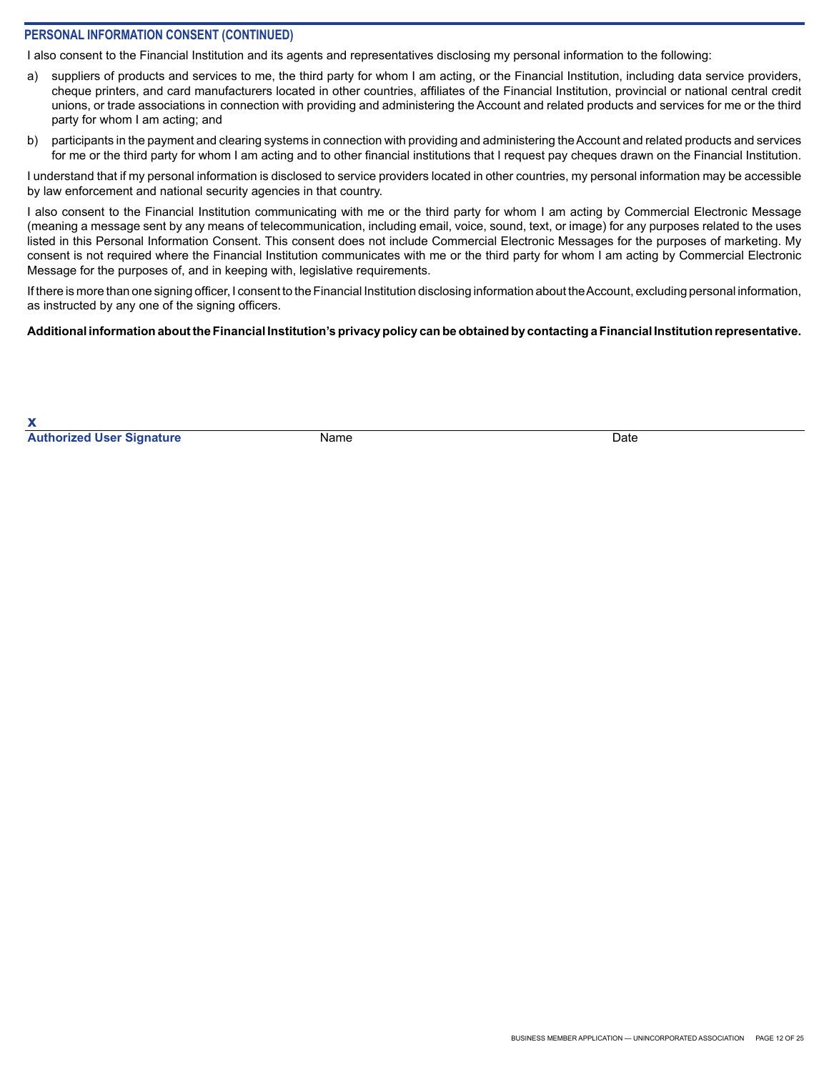## PERSONAL INFORMATION CONSENT (CONTINUED)

I also consent to the Financial Institution and its agents and representatives disclosing my personal information to the following:

a) suppliers of products and services to me, the third party for whom I am acting, or the Financial Institution, including data service providers, cheque printers, and card manufacturers located in other countries, affiliates of the Financial Institution, provincial or national central credit unions, or trade associations in connection with providing and administering the Account and related products and services for me or the third party for whom I am acting; and

b) participants in the payment and clearing systems in connection with providing and administering the Account and related products and services for me or the third party for whom I am acting and to other financial institutions that I request pay cheques drawn on the Financial Institution.

I understand that if my personal information is disclosed to service providers located in other countries, my personal information may be accessible by law enforcement and national security agencies in that country.

I also consent to the Financial Institution communicating with me or the third party for whom I am acting by Commercial Electronic Message (meaning a message sent by any means of telecommunication, including email, voice, sound, text, or image) for any purposes related to the uses listed in this Personal Information Consent. This consent does not include Commercial Electronic Messages for the purposes of marketing. My consent is not required where the Financial Institution communicates with me or the third party for whom I am acting by Commercial Electronic Message for the purposes of, and in keeping with, legislative requirements.

If there is more than one signing officer, I consent to the Financial Institution disclosing information about the Account, excluding personal information, as instructed by any one of the signing officers.

**Additional information about the Financial Institution's privacy policy can be obtained by contacting a Financial Institution representative.**

**X**

| **Authorized User Signature** | Name | Date |
|---|---|---|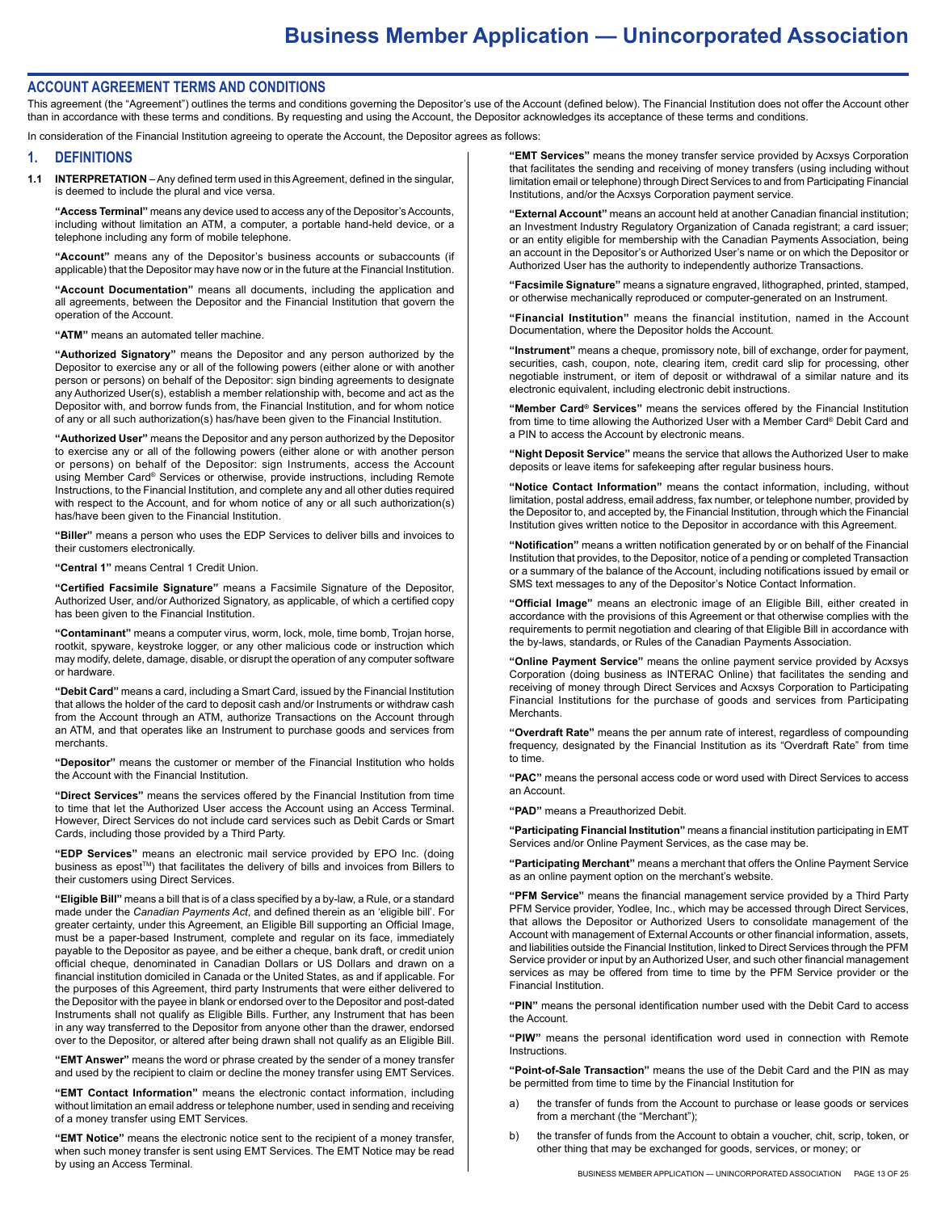# Business Member Application — Unincorporated Association

## ACCOUNT AGREEMENT TERMS AND CONDITIONS

This agreement (the "Agreement") outlines the terms and conditions governing the Depositor's use of the Account (defined below). The Financial Institution does not offer the Account other than in accordance with these terms and conditions. By requesting and using the Account, the Depositor acknowledges its acceptance of these terms and conditions.

In consideration of the Financial Institution agreeing to operate the Account, the Depositor agrees as follows:

## 1. DEFINITIONS

**1.1 INTERPRETATION** – Any defined term used in this Agreement, defined in the singular, is deemed to include the plural and vice versa.

**"Access Terminal"** means any device used to access any of the Depositor's Accounts, including without limitation an ATM, a computer, a portable hand-held device, or a telephone including any form of mobile telephone.

**"Account"** means any of the Depositor's business accounts or subaccounts (if applicable) that the Depositor may have now or in the future at the Financial Institution.

**"Account Documentation"** means all documents, including the application and all agreements, between the Depositor and the Financial Institution that govern the operation of the Account.

**"ATM"** means an automated teller machine.

**"Authorized Signatory"** means the Depositor and any person authorized by the Depositor to exercise any or all of the following powers (either alone or with another person or persons) on behalf of the Depositor: sign binding agreements to designate any Authorized User(s), establish a member relationship with, become and act as the Depositor with, and borrow funds from, the Financial Institution, and for whom notice of any or all such authorization(s) has/have been given to the Financial Institution.

**"Authorized User"** means the Depositor and any person authorized by the Depositor to exercise any or all of the following powers (either alone or with another person or persons) on behalf of the Depositor: sign Instruments, access the Account using Member Card® Services or otherwise, provide instructions, including Remote Instructions, to the Financial Institution, and complete any and all other duties required with respect to the Account, and for whom notice of any or all such authorization(s) has/have been given to the Financial Institution.

**"Biller"** means a person who uses the EDP Services to deliver bills and invoices to their customers electronically.

**"Central 1"** means Central 1 Credit Union.

**"Certified Facsimile Signature"** means a Facsimile Signature of the Depositor, Authorized User, and/or Authorized Signatory, as applicable, of which a certified copy has been given to the Financial Institution.

**"Contaminant"** means a computer virus, worm, lock, mole, time bomb, Trojan horse, rootkit, spyware, keystroke logger, or any other malicious code or instruction which may modify, delete, damage, disable, or disrupt the operation of any computer software or hardware.

**"Debit Card"** means a card, including a Smart Card, issued by the Financial Institution that allows the holder of the card to deposit cash and/or Instruments or withdraw cash from the Account through an ATM, authorize Transactions on the Account through an ATM, and that operates like an Instrument to purchase goods and services from merchants.

**"Depositor"** means the customer or member of the Financial Institution who holds the Account with the Financial Institution.

**"Direct Services"** means the services offered by the Financial Institution from time to time that let the Authorized User access the Account using an Access Terminal. However, Direct Services do not include card services such as Debit Cards or Smart Cards, including those provided by a Third Party.

**"EDP Services"** means an electronic mail service provided by EPO Inc. (doing business as epost™) that facilitates the delivery of bills and invoices from Billers to their customers using Direct Services.

**"Eligible Bill"** means a bill that is of a class specified by a by-law, a Rule, or a standard made under the *Canadian Payments Act*, and defined therein as an 'eligible bill'. For greater certainty, under this Agreement, an Eligible Bill supporting an Official Image, must be a paper-based Instrument, complete and regular on its face, immediately payable to the Depositor as payee, and be either a cheque, bank draft, or credit union official cheque, denominated in Canadian Dollars or US Dollars and drawn on a financial institution domiciled in Canada or the United States, as and if applicable. For the purposes of this Agreement, third party Instruments that were either delivered to the Depositor with the payee in blank or endorsed over to the Depositor and post-dated Instruments shall not qualify as Eligible Bills. Further, any Instrument that has been in any way transferred to the Depositor from anyone other than the drawer, endorsed over to the Depositor, or altered after being drawn shall not qualify as an Eligible Bill.

**"EMT Answer"** means the word or phrase created by the sender of a money transfer and used by the recipient to claim or decline the money transfer using EMT Services.

**"EMT Contact Information"** means the electronic contact information, including without limitation an email address or telephone number, used in sending and receiving of a money transfer using EMT Services.

**"EMT Notice"** means the electronic notice sent to the recipient of a money transfer, when such money transfer is sent using EMT Services. The EMT Notice may be read by using an Access Terminal.

**"EMT Services"** means the money transfer service provided by Acxsys Corporation that facilitates the sending and receiving of money transfers (using including without limitation email or telephone) through Direct Services to and from Participating Financial Institutions, and/or the Acxsys Corporation payment service.

**"External Account"** means an account held at another Canadian financial institution; an Investment Industry Regulatory Organization of Canada registrant; a card issuer; or an entity eligible for membership with the Canadian Payments Association, being an account in the Depositor's or Authorized User's name or on which the Depositor or Authorized User has the authority to independently authorize Transactions.

**"Facsimile Signature"** means a signature engraved, lithographed, printed, stamped, or otherwise mechanically reproduced or computer-generated on an Instrument.

**"Financial Institution"** means the financial institution, named in the Account Documentation, where the Depositor holds the Account.

**"Instrument"** means a cheque, promissory note, bill of exchange, order for payment, securities, cash, coupon, note, clearing item, credit card slip for processing, other negotiable instrument, or item of deposit or withdrawal of a similar nature and its electronic equivalent, including electronic debit instructions.

**"Member Card® Services"** means the services offered by the Financial Institution from time to time allowing the Authorized User with a Member Card® Debit Card and a PIN to access the Account by electronic means.

**"Night Deposit Service"** means the service that allows the Authorized User to make deposits or leave items for safekeeping after regular business hours.

**"Notice Contact Information"** means the contact information, including, without limitation, postal address, email address, fax number, or telephone number, provided by the Depositor to, and accepted by, the Financial Institution, through which the Financial Institution gives written notice to the Depositor in accordance with this Agreement.

**"Notification"** means a written notification generated by or on behalf of the Financial Institution that provides, to the Depositor, notice of a pending or completed Transaction or a summary of the balance of the Account, including notifications issued by email or SMS text messages to any of the Depositor's Notice Contact Information.

**"Official Image"** means an electronic image of an Eligible Bill, either created in accordance with the provisions of this Agreement or that otherwise complies with the requirements to permit negotiation and clearing of that Eligible Bill in accordance with the by-laws, standards, or Rules of the Canadian Payments Association.

**"Online Payment Service"** means the online payment service provided by Acxsys Corporation (doing business as INTERAC Online) that facilitates the sending and receiving of money through Direct Services and Acxsys Corporation to Participating Financial Institutions for the purchase of goods and services from Participating Merchants.

**"Overdraft Rate"** means the per annum rate of interest, regardless of compounding frequency, designated by the Financial Institution as its "Overdraft Rate" from time to time.

**"PAC"** means the personal access code or word used with Direct Services to access an Account.

**"PAD"** means a Preauthorized Debit.

**"Participating Financial Institution"** means a financial institution participating in EMT Services and/or Online Payment Services, as the case may be.

**"Participating Merchant"** means a merchant that offers the Online Payment Service as an online payment option on the merchant's website.

**"PFM Service"** means the financial management service provided by a Third Party PFM Service provider, Yodlee, Inc., which may be accessed through Direct Services, that allows the Depositor or Authorized Users to consolidate management of the Account with management of External Accounts or other financial information, assets, and liabilities outside the Financial Institution, linked to Direct Services through the PFM Service provider or input by an Authorized User, and such other financial management services as may be offered from time to time by the PFM Service provider or the Financial Institution.

**"PIN"** means the personal identification number used with the Debit Card to access the Account.

**"PIW"** means the personal identification word used in connection with Remote Instructions.

**"Point-of-Sale Transaction"** means the use of the Debit Card and the PIN as may be permitted from time to time by the Financial Institution for

a) the transfer of funds from the Account to purchase or lease goods or services from a merchant (the "Merchant");

b) the transfer of funds from the Account to obtain a voucher, chit, scrip, token, or other thing that may be exchanged for goods, services, or money; or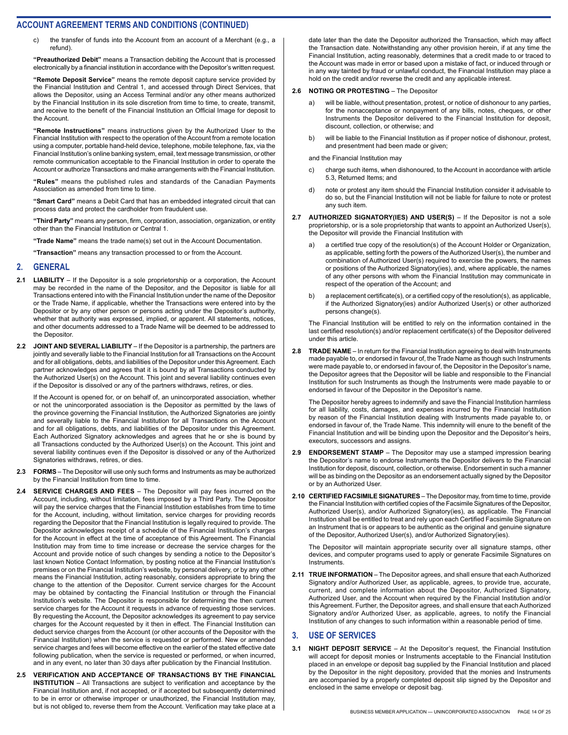## ACCOUNT AGREEMENT TERMS AND CONDITIONS (CONTINUED)

c) the transfer of funds into the Account from an account of a Merchant (e.g., a refund).

**"Preauthorized Debit"** means a Transaction debiting the Account that is processed electronically by a financial institution in accordance with the Depositor's written request.

**"Remote Deposit Service"** means the remote deposit capture service provided by the Financial Institution and Central 1, and accessed through Direct Services, that allows the Depositor, using an Access Terminal and/or any other means authorized by the Financial Institution in its sole discretion from time to time, to create, transmit, and receive to the benefit of the Financial Institution an Official Image for deposit to the Account.

**"Remote Instructions"** means instructions given by the Authorized User to the Financial Institution with respect to the operation of the Account from a remote location using a computer, portable hand-held device, telephone, mobile telephone, fax, via the Financial Institution's online banking system, email, text message transmission, or other remote communication acceptable to the Financial Institution in order to operate the Account or authorize Transactions and make arrangements with the Financial Institution.

**"Rules"** means the published rules and standards of the Canadian Payments Association as amended from time to time.

**"Smart Card"** means a Debit Card that has an embedded integrated circuit that can process data and protect the cardholder from fraudulent use.

**"Third Party"** means any person, firm, corporation, association, organization, or entity other than the Financial Institution or Central 1.

**"Trade Name"** means the trade name(s) set out in the Account Documentation.

**"Transaction"** means any transaction processed to or from the Account.

## 2. GENERAL

**2.1 LIABILITY** – If the Depositor is a sole proprietorship or a corporation, the Account may be recorded in the name of the Depositor, and the Depositor is liable for all Transactions entered into with the Financial Institution under the name of the Depositor or the Trade Name, if applicable, whether the Transactions were entered into by the Depositor or by any other person or persons acting under the Depositor's authority, whether that authority was expressed, implied, or apparent. All statements, notices, and other documents addressed to a Trade Name will be deemed to be addressed to the Depositor.

**2.2 JOINT AND SEVERAL LIABILITY** – If the Depositor is a partnership, the partners are jointly and severally liable to the Financial Institution for all Transactions on the Account and for all obligations, debts, and liabilities of the Depositor under this Agreement. Each partner acknowledges and agrees that it is bound by all Transactions conducted by the Authorized User(s) on the Account. This joint and several liability continues even if the Depositor is dissolved or any of the partners withdraws, retires, or dies.

If the Account is opened for, or on behalf of, an unincorporated association, whether or not the unincorporated association is the Depositor as permitted by the laws of the province governing the Financial Institution, the Authorized Signatories are jointly and severally liable to the Financial Institution for all Transactions on the Account and for all obligations, debts, and liabilities of the Depositor under this Agreement. Each Authorized Signatory acknowledges and agrees that he or she is bound by all Transactions conducted by the Authorized User(s) on the Account. This joint and several liability continues even if the Depositor is dissolved or any of the Authorized Signatories withdraws, retires, or dies.

**2.3 FORMS** – The Depositor will use only such forms and Instruments as may be authorized by the Financial Institution from time to time.

**2.4 SERVICE CHARGES AND FEES** – The Depositor will pay fees incurred on the Account, including, without limitation, fees imposed by a Third Party. The Depositor will pay the service charges that the Financial Institution establishes from time to time for the Account, including, without limitation, service charges for providing records regarding the Depositor that the Financial Institution is legally required to provide. The Depositor acknowledges receipt of a schedule of the Financial Institution's charges for the Account in effect at the time of acceptance of this Agreement. The Financial Institution may from time to time increase or decrease the service charges for the Account and provide notice of such changes by sending a notice to the Depositor's last known Notice Contact Information, by posting notice at the Financial Institution's premises or on the Financial Institution's website, by personal delivery, or by any other means the Financial Institution, acting reasonably, considers appropriate to bring the change to the attention of the Depositor. Current service charges for the Account may be obtained by contacting the Financial Institution or through the Financial Institution's website. The Depositor is responsible for determining the then current service charges for the Account it requests in advance of requesting those services. By requesting the Account, the Depositor acknowledges its agreement to pay service charges for the Account requested by it then in effect. The Financial Institution can deduct service charges from the Account (or other accounts of the Depositor with the Financial Institution) when the service is requested or performed. New or amended service charges and fees will become effective on the earlier of the stated effective date following publication, when the service is requested or performed, or when incurred, and in any event, no later than 30 days after publication by the Financial Institution.

**2.5 VERIFICATION AND ACCEPTANCE OF TRANSACTIONS BY THE FINANCIAL INSTITUTION** – All Transactions are subject to verification and acceptance by the Financial Institution and, if not accepted, or if accepted but subsequently determined to be in error or otherwise improper or unauthorized, the Financial Institution may, but is not obliged to, reverse them from the Account. Verification may take place at a date later than the date the Depositor authorized the Transaction, which may affect the Transaction date. Notwithstanding any other provision herein, if at any time the Financial Institution, acting reasonably, determines that a credit made to or traced to the Account was made in error or based upon a mistake of fact, or induced through or in any way tainted by fraud or unlawful conduct, the Financial Institution may place a hold on the credit and/or reverse the credit and any applicable interest.

**2.6 NOTING OR PROTESTING** – The Depositor

a) will be liable, without presentation, protest, or notice of dishonour to any parties, for the nonacceptance or nonpayment of any bills, notes, cheques, or other Instruments the Depositor delivered to the Financial Institution for deposit, discount, collection, or otherwise; and

b) will be liable to the Financial Institution as if proper notice of dishonour, protest, and presentment had been made or given;

and the Financial Institution may

c) charge such items, when dishonoured, to the Account in accordance with article 5.3, Returned Items; and

d) note or protest any item should the Financial Institution consider it advisable to do so, but the Financial Institution will not be liable for failure to note or protest any such item.

**2.7 AUTHORIZED SIGNATORY(IES) AND USER(S)** – If the Depositor is not a sole proprietorship, or is a sole proprietorship that wants to appoint an Authorized User(s), the Depositor will provide the Financial Institution with

a) a certified true copy of the resolution(s) of the Account Holder or Organization, as applicable, setting forth the powers of the Authorized User(s), the number and combination of Authorized User(s) required to exercise the powers, the names or positions of the Authorized Signatory(ies), and, where applicable, the names of any other persons with whom the Financial Institution may communicate in respect of the operation of the Account; and

b) a replacement certificate(s), or a certified copy of the resolution(s), as applicable, if the Authorized Signatory(ies) and/or Authorized User(s) or other authorized persons change(s).

The Financial Institution will be entitled to rely on the information contained in the last certified resolution(s) and/or replacement certificate(s) of the Depositor delivered under this article.

**2.8 TRADE NAME** – In return for the Financial Institution agreeing to deal with Instruments made payable to, or endorsed in favour of, the Trade Name as though such Instruments were made payable to, or endorsed in favour of, the Depositor in the Depositor's name, the Depositor agrees that the Depositor will be liable and responsible to the Financial Institution for such Instruments as though the Instruments were made payable to or endorsed in favour of the Depositor in the Depositor's name.

The Depositor hereby agrees to indemnify and save the Financial Institution harmless for all liability, costs, damages, and expenses incurred by the Financial Institution by reason of the Financial Institution dealing with Instruments made payable to, or endorsed in favour of, the Trade Name. This indemnity will enure to the benefit of the Financial Institution and will be binding upon the Depositor and the Depositor's heirs, executors, successors and assigns.

**2.9 ENDORSEMENT STAMP** – The Depositor may use a stamped impression bearing the Depositor's name to endorse Instruments the Depositor delivers to the Financial Institution for deposit, discount, collection, or otherwise. Endorsement in such a manner will be as binding on the Depositor as an endorsement actually signed by the Depositor or by an Authorized User.

**2.10 CERTIFIED FACSIMILE SIGNATURES** – The Depositor may, from time to time, provide the Financial Institution with certified copies of the Facsimile Signatures of the Depositor, Authorized User(s), and/or Authorized Signatory(ies), as applicable. The Financial Institution shall be entitled to treat and rely upon each Certified Facsimile Signature on an Instrument that is or appears to be authentic as the original and genuine signature of the Depositor, Authorized User(s), and/or Authorized Signatory(ies).

The Depositor will maintain appropriate security over all signature stamps, other devices, and computer programs used to apply or generate Facsimile Signatures on Instruments.

**2.11 TRUE INFORMATION** – The Depositor agrees, and shall ensure that each Authorized Signatory and/or Authorized User, as applicable, agrees, to provide true, accurate, current, and complete information about the Depositor, Authorized Signatory, Authorized User, and the Account when required by the Financial Institution and/or this Agreement. Further, the Depositor agrees, and shall ensure that each Authorized Signatory and/or Authorized User, as applicable, agrees, to notify the Financial Institution of any changes to such information within a reasonable period of time.

## 3. USE OF SERVICES

**3.1 NIGHT DEPOSIT SERVICE** – At the Depositor's request, the Financial Institution will accept for deposit monies or Instruments acceptable to the Financial Institution placed in an envelope or deposit bag supplied by the Financial Institution and placed by the Depositor in the night depository, provided that the monies and Instruments are accompanied by a properly completed deposit slip signed by the Depositor and enclosed in the same envelope or deposit bag.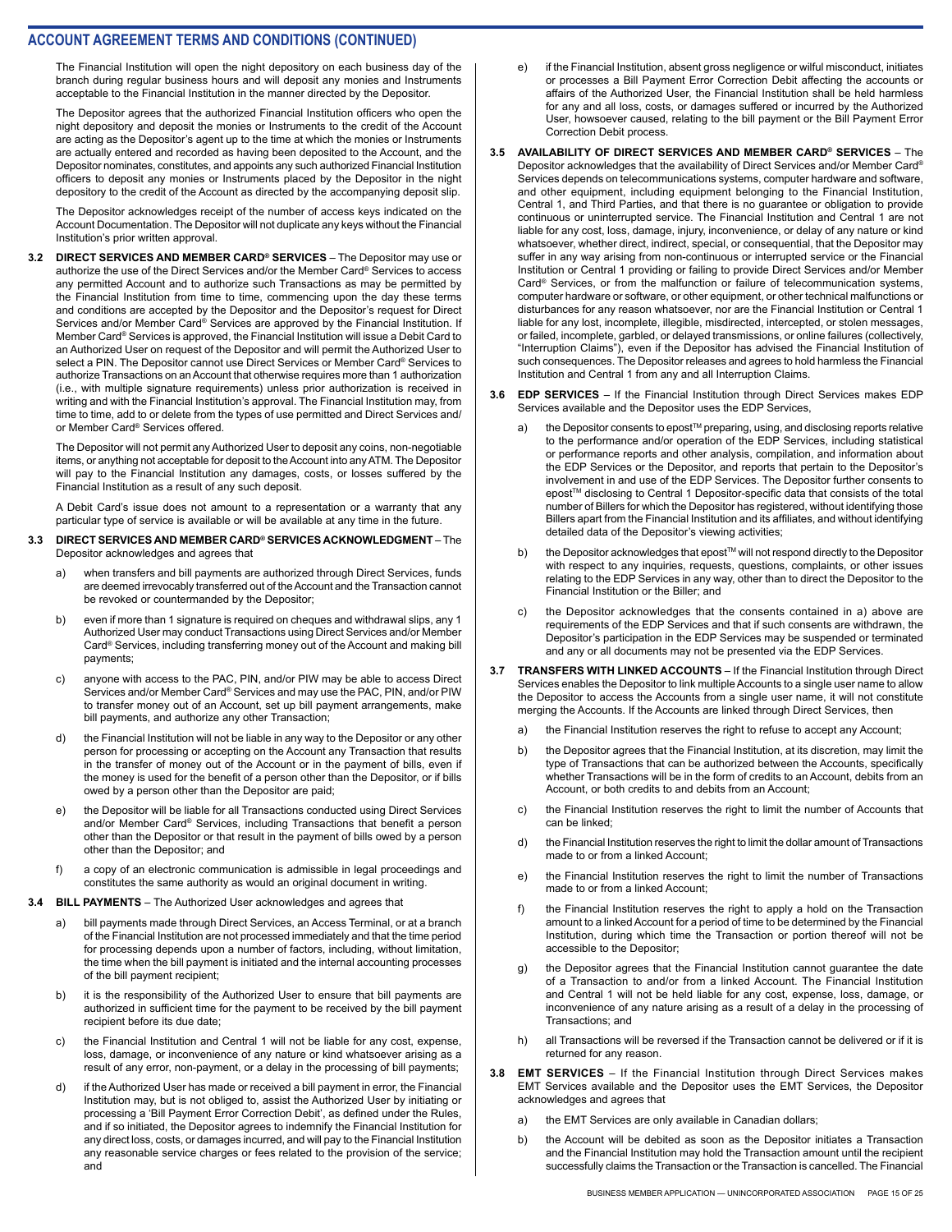## ACCOUNT AGREEMENT TERMS AND CONDITIONS (CONTINUED)

The Financial Institution will open the night depository on each business day of the branch during regular business hours and will deposit any monies and Instruments acceptable to the Financial Institution in the manner directed by the Depositor.

The Depositor agrees that the authorized Financial Institution officers who open the night depository and deposit the monies or Instruments to the credit of the Account are acting as the Depositor's agent up to the time at which the monies or Instruments are actually entered and recorded as having been deposited to the Account, and the Depositor nominates, constitutes, and appoints any such authorized Financial Institution officers to deposit any monies or Instruments placed by the Depositor in the night depository to the credit of the Account as directed by the accompanying deposit slip.

The Depositor acknowledges receipt of the number of access keys indicated on the Account Documentation. The Depositor will not duplicate any keys without the Financial Institution's prior written approval.

**3.2 DIRECT SERVICES AND MEMBER CARD® SERVICES** – The Depositor may use or authorize the use of the Direct Services and/or the Member Card® Services to access any permitted Account and to authorize such Transactions as may be permitted by the Financial Institution from time to time, commencing upon the day these terms and conditions are accepted by the Depositor and the Depositor's request for Direct Services and/or Member Card® Services are approved by the Financial Institution. If Member Card® Services is approved, the Financial Institution will issue a Debit Card to an Authorized User on request of the Depositor and will permit the Authorized User to select a PIN. The Depositor cannot use Direct Services or Member Card® Services to authorize Transactions on an Account that otherwise requires more than 1 authorization (i.e., with multiple signature requirements) unless prior authorization is received in writing and with the Financial Institution's approval. The Financial Institution may, from time to time, add to or delete from the types of use permitted and Direct Services and/or Member Card® Services offered.

The Depositor will not permit any Authorized User to deposit any coins, non-negotiable items, or anything not acceptable for deposit to the Account into any ATM. The Depositor will pay to the Financial Institution any damages, costs, or losses suffered by the Financial Institution as a result of any such deposit.

A Debit Card's issue does not amount to a representation or a warranty that any particular type of service is available or will be available at any time in the future.

**3.3 DIRECT SERVICES AND MEMBER CARD® SERVICES ACKNOWLEDGMENT** – The Depositor acknowledges and agrees that

a) when transfers and bill payments are authorized through Direct Services, funds are deemed irrevocably transferred out of the Account and the Transaction cannot be revoked or countermanded by the Depositor;

b) even if more than 1 signature is required on cheques and withdrawal slips, any 1 Authorized User may conduct Transactions using Direct Services and/or Member Card® Services, including transferring money out of the Account and making bill payments;

c) anyone with access to the PAC, PIN, and/or PIW may be able to access Direct Services and/or Member Card® Services and may use the PAC, PIN, and/or PIW to transfer money out of an Account, set up bill payment arrangements, make bill payments, and authorize any other Transaction;

d) the Financial Institution will not be liable in any way to the Depositor or any other person for processing or accepting on the Account any Transaction that results in the transfer of money out of the Account or in the payment of bills, even if the money is used for the benefit of a person other than the Depositor, or if bills owed by a person other than the Depositor are paid;

e) the Depositor will be liable for all Transactions conducted using Direct Services and/or Member Card® Services, including Transactions that benefit a person other than the Depositor or that result in the payment of bills owed by a person other than the Depositor; and

f) a copy of an electronic communication is admissible in legal proceedings and constitutes the same authority as would an original document in writing.

**3.4 BILL PAYMENTS** – The Authorized User acknowledges and agrees that

a) bill payments made through Direct Services, an Access Terminal, or at a branch of the Financial Institution are not processed immediately and that the time period for processing depends upon a number of factors, including, without limitation, the time when the bill payment is initiated and the internal accounting processes of the bill payment recipient;

b) it is the responsibility of the Authorized User to ensure that bill payments are authorized in sufficient time for the payment to be received by the bill payment recipient before its due date;

c) the Financial Institution and Central 1 will not be liable for any cost, expense, loss, damage, or inconvenience of any nature or kind whatsoever arising as a result of any error, non-payment, or a delay in the processing of bill payments;

d) if the Authorized User has made or received a bill payment in error, the Financial Institution may, but is not obliged to, assist the Authorized User by initiating or processing a 'Bill Payment Error Correction Debit', as defined under the Rules, and if so initiated, the Depositor agrees to indemnify the Financial Institution for any direct loss, costs, or damages incurred, and will pay to the Financial Institution any reasonable service charges or fees related to the provision of the service; and

e) if the Financial Institution, absent gross negligence or wilful misconduct, initiates or processes a Bill Payment Error Correction Debit affecting the accounts or affairs of the Authorized User, the Financial Institution shall be held harmless for any and all loss, costs, or damages suffered or incurred by the Authorized User, howsoever caused, relating to the bill payment or the Bill Payment Error Correction Debit process.

**3.5 AVAILABILITY OF DIRECT SERVICES AND MEMBER CARD® SERVICES** – The Depositor acknowledges that the availability of Direct Services and/or Member Card® Services depends on telecommunications systems, computer hardware and software, and other equipment, including equipment belonging to the Financial Institution, Central 1, and Third Parties, and that there is no guarantee or obligation to provide continuous or uninterrupted service. The Financial Institution and Central 1 are not liable for any cost, loss, damage, injury, inconvenience, or delay of any nature or kind whatsoever, whether direct, indirect, special, or consequential, that the Depositor may suffer in any way arising from non-continuous or interrupted service or the Financial Institution or Central 1 providing or failing to provide Direct Services and/or Member Card® Services, or from the malfunction or failure of telecommunication systems, computer hardware or software, or other equipment, or other technical malfunctions or disturbances for any reason whatsoever, nor are the Financial Institution or Central 1 liable for any lost, incomplete, illegible, misdirected, intercepted, or stolen messages, or failed, incomplete, garbled, or delayed transmissions, or online failures (collectively, "Interruption Claims"), even if the Depositor has advised the Financial Institution of such consequences. The Depositor releases and agrees to hold harmless the Financial Institution and Central 1 from any and all Interruption Claims.

**3.6 EDP SERVICES** – If the Financial Institution through Direct Services makes EDP Services available and the Depositor uses the EDP Services,

a) the Depositor consents to epost™ preparing, using, and disclosing reports relative to the performance and/or operation of the EDP Services, including statistical or performance reports and other analysis, compilation, and information about the EDP Services or the Depositor, and reports that pertain to the Depositor's involvement in and use of the EDP Services. The Depositor further consents to epost™ disclosing to Central 1 Depositor-specific data that consists of the total number of Billers for which the Depositor has registered, without identifying those Billers apart from the Financial Institution and its affiliates, and without identifying detailed data of the Depositor's viewing activities;

b) the Depositor acknowledges that epost™ will not respond directly to the Depositor with respect to any inquiries, requests, questions, complaints, or other issues relating to the EDP Services in any way, other than to direct the Depositor to the Financial Institution or the Biller; and

c) the Depositor acknowledges that the consents contained in a) above are requirements of the EDP Services and that if such consents are withdrawn, the Depositor's participation in the EDP Services may be suspended or terminated and any or all documents may not be presented via the EDP Services.

**3.7 TRANSFERS WITH LINKED ACCOUNTS** – If the Financial Institution through Direct Services enables the Depositor to link multiple Accounts to a single user name to allow the Depositor to access the Accounts from a single user name, it will not constitute merging the Accounts. If the Accounts are linked through Direct Services, then

a) the Financial Institution reserves the right to refuse to accept any Account;

b) the Depositor agrees that the Financial Institution, at its discretion, may limit the type of Transactions that can be authorized between the Accounts, specifically whether Transactions will be in the form of credits to an Account, debits from an Account, or both credits to and debits from an Account;

c) the Financial Institution reserves the right to limit the number of Accounts that can be linked;

d) the Financial Institution reserves the right to limit the dollar amount of Transactions made to or from a linked Account;

e) the Financial Institution reserves the right to limit the number of Transactions made to or from a linked Account;

f) the Financial Institution reserves the right to apply a hold on the Transaction amount to a linked Account for a period of time to be determined by the Financial Institution, during which time the Transaction or portion thereof will not be accessible to the Depositor;

g) the Depositor agrees that the Financial Institution cannot guarantee the date of a Transaction to and/or from a linked Account. The Financial Institution and Central 1 will not be held liable for any cost, expense, loss, damage, or inconvenience of any nature arising as a result of a delay in the processing of Transactions; and

h) all Transactions will be reversed if the Transaction cannot be delivered or if it is returned for any reason.

**3.8 EMT SERVICES** – If the Financial Institution through Direct Services makes EMT Services available and the Depositor uses the EMT Services, the Depositor acknowledges and agrees that

a) the EMT Services are only available in Canadian dollars;

b) the Account will be debited as soon as the Depositor initiates a Transaction and the Financial Institution may hold the Transaction amount until the recipient successfully claims the Transaction or the Transaction is cancelled. The Financial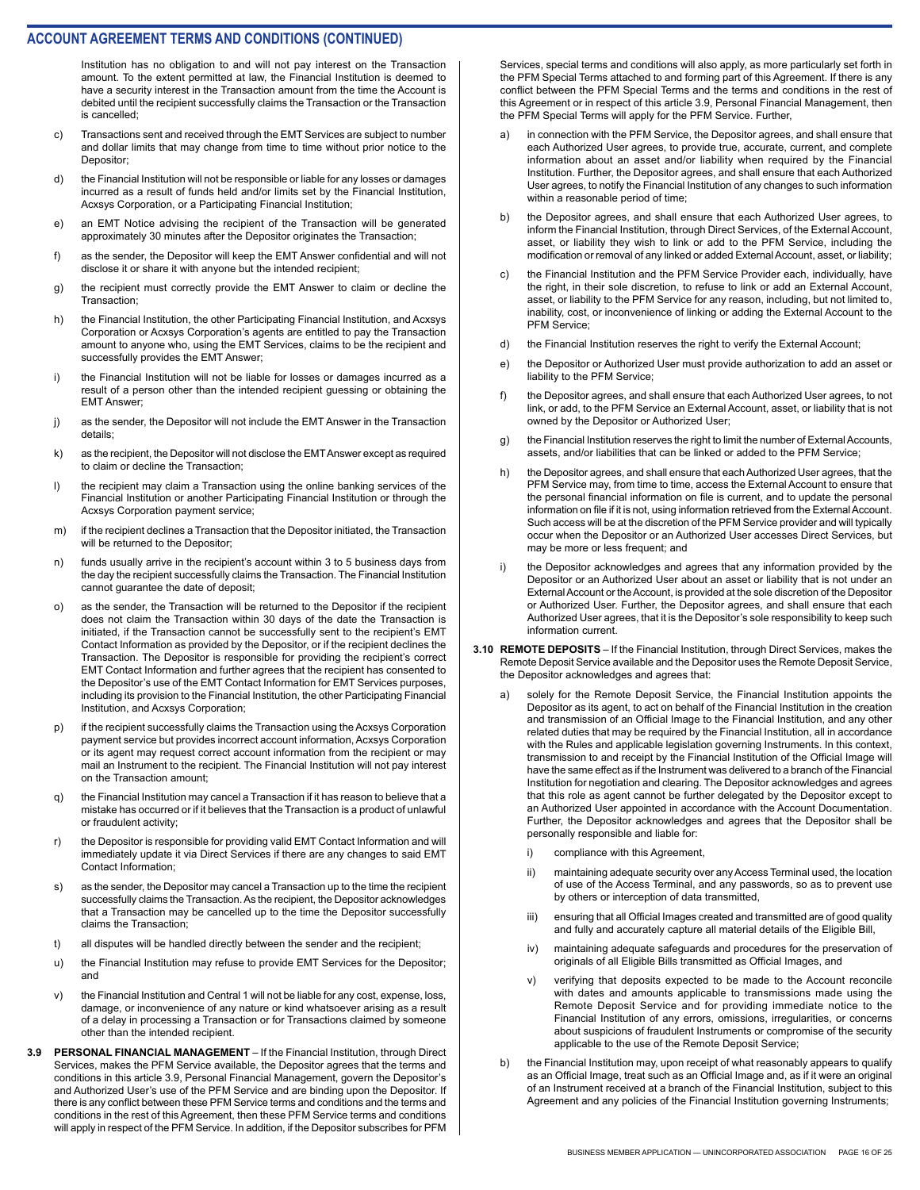## ACCOUNT AGREEMENT TERMS AND CONDITIONS (CONTINUED)

Institution has no obligation to and will not pay interest on the Transaction amount. To the extent permitted at law, the Financial Institution is deemed to have a security interest in the Transaction amount from the time the Account is debited until the recipient successfully claims the Transaction or the Transaction is cancelled;

c) Transactions sent and received through the EMT Services are subject to number and dollar limits that may change from time to time without prior notice to the Depositor;

d) the Financial Institution will not be responsible or liable for any losses or damages incurred as a result of funds held and/or limits set by the Financial Institution, Acxsys Corporation, or a Participating Financial Institution;

e) an EMT Notice advising the recipient of the Transaction will be generated approximately 30 minutes after the Depositor originates the Transaction;

f) as the sender, the Depositor will keep the EMT Answer confidential and will not disclose it or share it with anyone but the intended recipient;

g) the recipient must correctly provide the EMT Answer to claim or decline the Transaction;

h) the Financial Institution, the other Participating Financial Institution, and Acxsys Corporation or Acxsys Corporation's agents are entitled to pay the Transaction amount to anyone who, using the EMT Services, claims to be the recipient and successfully provides the EMT Answer;

i) the Financial Institution will not be liable for losses or damages incurred as a result of a person other than the intended recipient guessing or obtaining the EMT Answer;

j) as the sender, the Depositor will not include the EMT Answer in the Transaction details;

k) as the recipient, the Depositor will not disclose the EMT Answer except as required to claim or decline the Transaction;

l) the recipient may claim a Transaction using the online banking services of the Financial Institution or another Participating Financial Institution or through the Acxsys Corporation payment service;

m) if the recipient declines a Transaction that the Depositor initiated, the Transaction will be returned to the Depositor;

n) funds usually arrive in the recipient's account within 3 to 5 business days from the day the recipient successfully claims the Transaction. The Financial Institution cannot guarantee the date of deposit;

o) as the sender, the Transaction will be returned to the Depositor if the recipient does not claim the Transaction within 30 days of the date the Transaction is initiated, if the Transaction cannot be successfully sent to the recipient's EMT Contact Information as provided by the Depositor, or if the recipient declines the Transaction. The Depositor is responsible for providing the recipient's correct EMT Contact Information and further agrees that the recipient has consented to the Depositor's use of the EMT Contact Information for EMT Services purposes, including its provision to the Financial Institution, the other Participating Financial Institution, and Acxsys Corporation;

p) if the recipient successfully claims the Transaction using the Acxsys Corporation payment service but provides incorrect account information, Acxsys Corporation or its agent may request correct account information from the recipient or may mail an Instrument to the recipient. The Financial Institution will not pay interest on the Transaction amount;

q) the Financial Institution may cancel a Transaction if it has reason to believe that a mistake has occurred or if it believes that the Transaction is a product of unlawful or fraudulent activity;

r) the Depositor is responsible for providing valid EMT Contact Information and will immediately update it via Direct Services if there are any changes to said EMT Contact Information;

s) as the sender, the Depositor may cancel a Transaction up to the time the recipient successfully claims the Transaction. As the recipient, the Depositor acknowledges that a Transaction may be cancelled up to the time the Depositor successfully claims the Transaction;

t) all disputes will be handled directly between the sender and the recipient;

u) the Financial Institution may refuse to provide EMT Services for the Depositor; and

v) the Financial Institution and Central 1 will not be liable for any cost, expense, loss, damage, or inconvenience of any nature or kind whatsoever arising as a result of a delay in processing a Transaction or for Transactions claimed by someone other than the intended recipient.

**3.9 PERSONAL FINANCIAL MANAGEMENT** – If the Financial Institution, through Direct Services, makes the PFM Service available, the Depositor agrees that the terms and conditions in this article 3.9, Personal Financial Management, govern the Depositor's and Authorized User's use of the PFM Service and are binding upon the Depositor. If there is any conflict between these PFM Service terms and conditions and the terms and conditions in the rest of this Agreement, then these PFM Service terms and conditions will apply in respect of the PFM Service. In addition, if the Depositor subscribes for PFM Services, special terms and conditions will also apply, as more particularly set forth in the PFM Special Terms attached to and forming part of this Agreement. If there is any conflict between the PFM Special Terms and the terms and conditions in the rest of this Agreement or in respect of this article 3.9, Personal Financial Management, then the PFM Special Terms will apply for the PFM Service. Further,

a) in connection with the PFM Service, the Depositor agrees, and shall ensure that each Authorized User agrees, to provide true, accurate, current, and complete information about an asset and/or liability when required by the Financial Institution. Further, the Depositor agrees, and shall ensure that each Authorized User agrees, to notify the Financial Institution of any changes to such information within a reasonable period of time;

b) the Depositor agrees, and shall ensure that each Authorized User agrees, to inform the Financial Institution, through Direct Services, of the External Account, asset, or liability they wish to link or add to the PFM Service, including the modification or removal of any linked or added External Account, asset, or liability;

c) the Financial Institution and the PFM Service Provider each, individually, have the right, in their sole discretion, to refuse to link or add an External Account, asset, or liability to the PFM Service for any reason, including, but not limited to, inability, cost, or inconvenience of linking or adding the External Account to the PFM Service;

d) the Financial Institution reserves the right to verify the External Account;

e) the Depositor or Authorized User must provide authorization to add an asset or liability to the PFM Service;

f) the Depositor agrees, and shall ensure that each Authorized User agrees, to not link, or add, to the PFM Service an External Account, asset, or liability that is not owned by the Depositor or Authorized User;

g) the Financial Institution reserves the right to limit the number of External Accounts, assets, and/or liabilities that can be linked or added to the PFM Service;

h) the Depositor agrees, and shall ensure that each Authorized User agrees, that the PFM Service may, from time to time, access the External Account to ensure that the personal financial information on file is current, and to update the personal information on file if it is not, using information retrieved from the External Account. Such access will be at the discretion of the PFM Service provider and will typically occur when the Depositor or an Authorized User accesses Direct Services, but may be more or less frequent; and

i) the Depositor acknowledges and agrees that any information provided by the Depositor or an Authorized User about an asset or liability that is not under an External Account or the Account, is provided at the sole discretion of the Depositor or Authorized User. Further, the Depositor agrees, and shall ensure that each Authorized User agrees, that it is the Depositor's sole responsibility to keep such information current.

**3.10 REMOTE DEPOSITS** – If the Financial Institution, through Direct Services, makes the Remote Deposit Service available and the Depositor uses the Remote Deposit Service, the Depositor acknowledges and agrees that:

a) solely for the Remote Deposit Service, the Financial Institution appoints the Depositor as its agent, to act on behalf of the Financial Institution in the creation and transmission of an Official Image to the Financial Institution, and any other related duties that may be required by the Financial Institution, all in accordance with the Rules and applicable legislation governing Instruments. In this context, transmission to and receipt by the Financial Institution of the Official Image will have the same effect as if the Instrument was delivered to a branch of the Financial Institution for negotiation and clearing. The Depositor acknowledges and agrees that this role as agent cannot be further delegated by the Depositor except to an Authorized User appointed in accordance with the Account Documentation. Further, the Depositor acknowledges and agrees that the Depositor shall be personally responsible and liable for:

   i) compliance with this Agreement,

   ii) maintaining adequate security over any Access Terminal used, the location of use of the Access Terminal, and any passwords, so as to prevent use by others or interception of data transmitted,

   iii) ensuring that all Official Images created and transmitted are of good quality and fully and accurately capture all material details of the Eligible Bill,

   iv) maintaining adequate safeguards and procedures for the preservation of originals of all Eligible Bills transmitted as Official Images, and

   v) verifying that deposits expected to be made to the Account reconcile with dates and amounts applicable to transmissions made using the Remote Deposit Service and for providing immediate notice to the Financial Institution of any errors, omissions, irregularities, or concerns about suspicions of fraudulent Instruments or compromise of the security applicable to the use of the Remote Deposit Service;

b) the Financial Institution may, upon receipt of what reasonably appears to qualify as an Official Image, treat such as an Official Image and, as if it were an original of an Instrument received at a branch of the Financial Institution, subject to this Agreement and any policies of the Financial Institution governing Instruments;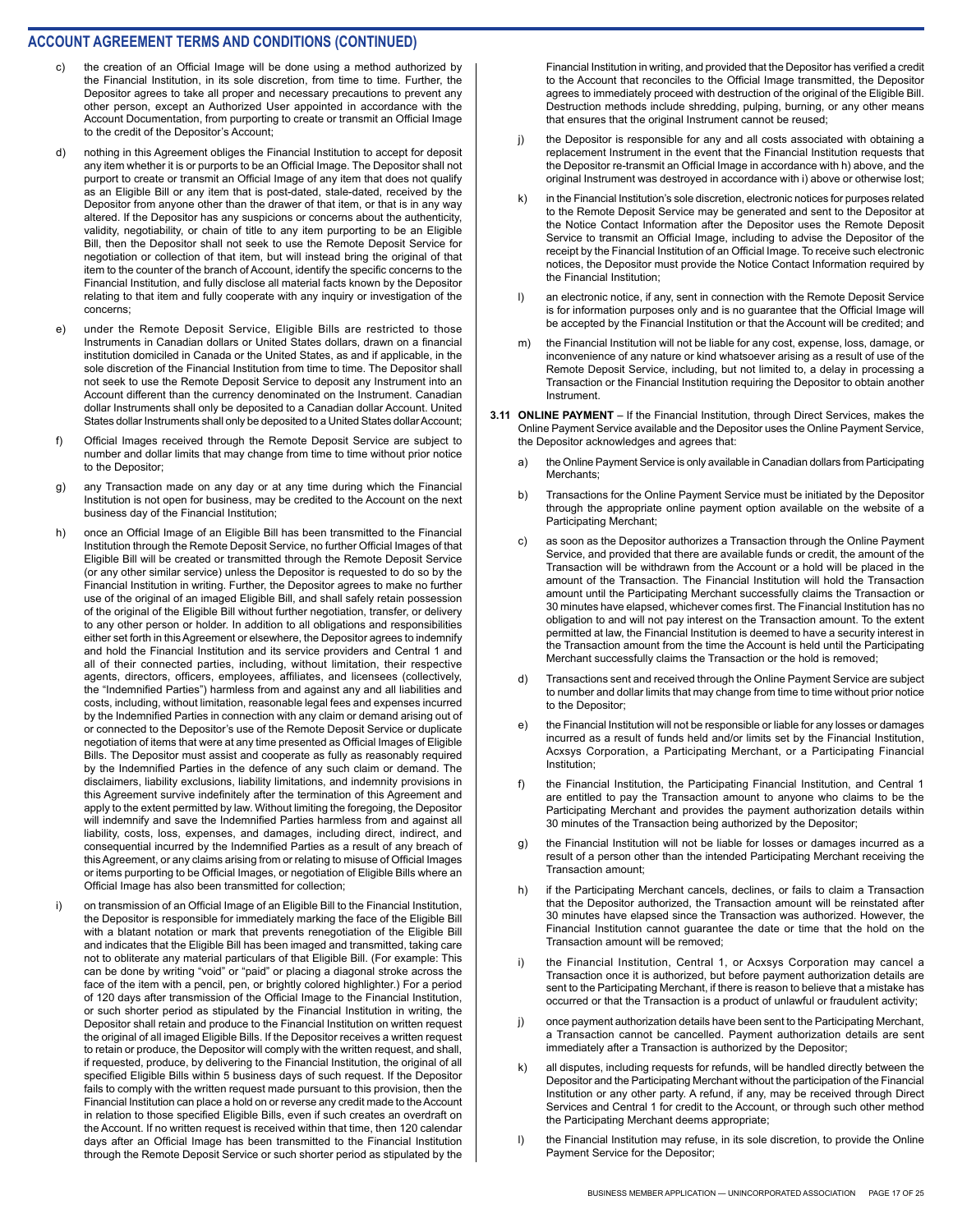## ACCOUNT AGREEMENT TERMS AND CONDITIONS (CONTINUED)

c) the creation of an Official Image will be done using a method authorized by the Financial Institution, in its sole discretion, from time to time. Further, the Depositor agrees to take all proper and necessary precautions to prevent any other person, except an Authorized User appointed in accordance with the Account Documentation, from purporting to create or transmit an Official Image to the credit of the Depositor's Account;

d) nothing in this Agreement obliges the Financial Institution to accept for deposit any item whether it is or purports to be an Official Image. The Depositor shall not purport to create or transmit an Official Image of any item that does not qualify as an Eligible Bill or any item that is post-dated, stale-dated, received by the Depositor from anyone other than the drawer of that item, or that is in any way altered. If the Depositor has any suspicions or concerns about the authenticity, validity, negotiability, or chain of title to any item purporting to be an Eligible Bill, then the Depositor shall not seek to use the Remote Deposit Service for negotiation or collection of that item, but will instead bring the original of that item to the counter of the branch of Account, identify the specific concerns to the Financial Institution, and fully disclose all material facts known by the Depositor relating to that item and fully cooperate with any inquiry or investigation of the concerns;

e) under the Remote Deposit Service, Eligible Bills are restricted to those Instruments in Canadian dollars or United States dollars, drawn on a financial institution domiciled in Canada or the United States, as and if applicable, in the sole discretion of the Financial Institution from time to time. The Depositor shall not seek to use the Remote Deposit Service to deposit any Instrument into an Account different than the currency denominated on the Instrument. Canadian dollar Instruments shall only be deposited to a Canadian dollar Account. United States dollar Instruments shall only be deposited to a United States dollar Account;

f) Official Images received through the Remote Deposit Service are subject to number and dollar limits that may change from time to time without prior notice to the Depositor;

g) any Transaction made on any day or at any time during which the Financial Institution is not open for business, may be credited to the Account on the next business day of the Financial Institution;

h) once an Official Image of an Eligible Bill has been transmitted to the Financial Institution through the Remote Deposit Service, no further Official Images of that Eligible Bill will be created or transmitted through the Remote Deposit Service (or any other similar service) unless the Depositor is requested to do so by the Financial Institution in writing. Further, the Depositor agrees to make no further use of the original of an imaged Eligible Bill, and shall safely retain possession of the original of the Eligible Bill without further negotiation, transfer, or delivery to any other person or holder. In addition to all obligations and responsibilities either set forth in this Agreement or elsewhere, the Depositor agrees to indemnify and hold the Financial Institution and its service providers and Central 1 and all of their connected parties, including, without limitation, their respective agents, directors, officers, employees, affiliates, and licensees (collectively, the "Indemnified Parties") harmless from and against any and all liabilities and costs, including, without limitation, reasonable legal fees and expenses incurred by the Indemnified Parties in connection with any claim or demand arising out of or connected to the Depositor's use of the Remote Deposit Service or duplicate negotiation of items that were at any time presented as Official Images of Eligible Bills. The Depositor must assist and cooperate as fully as reasonably required by the Indemnified Parties in the defence of any such claim or demand. The disclaimers, liability exclusions, liability limitations, and indemnity provisions in this Agreement survive indefinitely after the termination of this Agreement and apply to the extent permitted by law. Without limiting the foregoing, the Depositor will indemnify and save the Indemnified Parties harmless from and against all liability, costs, loss, expenses, and damages, including direct, indirect, and consequential incurred by the Indemnified Parties as a result of any breach of this Agreement, or any claims arising from or relating to misuse of Official Images or items purporting to be Official Images, or negotiation of Eligible Bills where an Official Image has also been transmitted for collection;

i) on transmission of an Official Image of an Eligible Bill to the Financial Institution, the Depositor is responsible for immediately marking the face of the Eligible Bill with a blatant notation or mark that prevents renegotiation of the Eligible Bill and indicates that the Eligible Bill has been imaged and transmitted, taking care not to obliterate any material particulars of that Eligible Bill. (For example: This can be done by writing "void" or "paid" or placing a diagonal stroke across the face of the item with a pencil, pen, or brightly colored highlighter.) For a period of 120 days after transmission of the Official Image to the Financial Institution, or such shorter period as stipulated by the Financial Institution in writing, the Depositor shall retain and produce to the Financial Institution on written request the original of all imaged Eligible Bills. If the Depositor receives a written request to retain or produce, the Depositor will comply with the written request, and shall, if requested, produce, by delivering to the Financial Institution, the original of all specified Eligible Bills within 5 business days of such request. If the Depositor fails to comply with the written request made pursuant to this provision, then the Financial Institution can place a hold on or reverse any credit made to the Account in relation to those specified Eligible Bills, even if such creates an overdraft on the Account. If no written request is received within that time, then 120 calendar days after an Official Image has been transmitted to the Financial Institution through the Remote Deposit Service or such shorter period as stipulated by the Financial Institution in writing, and provided that the Depositor has verified a credit to the Account that reconciles to the Official Image transmitted, the Depositor agrees to immediately proceed with destruction of the original of the Eligible Bill. Destruction methods include shredding, pulping, burning, or any other means that ensures that the original Instrument cannot be reused;

j) the Depositor is responsible for any and all costs associated with obtaining a replacement Instrument in the event that the Financial Institution requests that the Depositor re-transmit an Official Image in accordance with h) above, and the original Instrument was destroyed in accordance with i) above or otherwise lost;

k) in the Financial Institution's sole discretion, electronic notices for purposes related to the Remote Deposit Service may be generated and sent to the Depositor at the Notice Contact Information after the Depositor uses the Remote Deposit Service to transmit an Official Image, including to advise the Depositor of the receipt by the Financial Institution of an Official Image. To receive such electronic notices, the Depositor must provide the Notice Contact Information required by the Financial Institution;

l) an electronic notice, if any, sent in connection with the Remote Deposit Service is for information purposes only and is no guarantee that the Official Image will be accepted by the Financial Institution or that the Account will be credited; and

m) the Financial Institution will not be liable for any cost, expense, loss, damage, or inconvenience of any nature or kind whatsoever arising as a result of use of the Remote Deposit Service, including, but not limited to, a delay in processing a Transaction or the Financial Institution requiring the Depositor to obtain another Instrument.

**3.11 ONLINE PAYMENT** – If the Financial Institution, through Direct Services, makes the Online Payment Service available and the Depositor uses the Online Payment Service, the Depositor acknowledges and agrees that:

a) the Online Payment Service is only available in Canadian dollars from Participating Merchants;

b) Transactions for the Online Payment Service must be initiated by the Depositor through the appropriate online payment option available on the website of a Participating Merchant;

c) as soon as the Depositor authorizes a Transaction through the Online Payment Service, and provided that there are available funds or credit, the amount of the Transaction will be withdrawn from the Account or a hold will be placed in the amount of the Transaction. The Financial Institution will hold the Transaction amount until the Participating Merchant successfully claims the Transaction or 30 minutes have elapsed, whichever comes first. The Financial Institution has no obligation to and will not pay interest on the Transaction amount. To the extent permitted at law, the Financial Institution is deemed to have a security interest in the Transaction amount from the time the Account is held until the Participating Merchant successfully claims the Transaction or the hold is removed;

d) Transactions sent and received through the Online Payment Service are subject to number and dollar limits that may change from time to time without prior notice to the Depositor;

e) the Financial Institution will not be responsible or liable for any losses or damages incurred as a result of funds held and/or limits set by the Financial Institution, Acxsys Corporation, a Participating Merchant, or a Participating Financial Institution;

f) the Financial Institution, the Participating Financial Institution, and Central 1 are entitled to pay the Transaction amount to anyone who claims to be the Participating Merchant and provides the payment authorization details within 30 minutes of the Transaction being authorized by the Depositor;

g) the Financial Institution will not be liable for losses or damages incurred as a result of a person other than the intended Participating Merchant receiving the Transaction amount;

h) if the Participating Merchant cancels, declines, or fails to claim a Transaction that the Depositor authorized, the Transaction amount will be reinstated after 30 minutes have elapsed since the Transaction was authorized. However, the Financial Institution cannot guarantee the date or time that the hold on the Transaction amount will be removed;

i) the Financial Institution, Central 1, or Acxsys Corporation may cancel a Transaction once it is authorized, but before payment authorization details are sent to the Participating Merchant, if there is reason to believe that a mistake has occurred or that the Transaction is a product of unlawful or fraudulent activity;

j) once payment authorization details have been sent to the Participating Merchant, a Transaction cannot be cancelled. Payment authorization details are sent immediately after a Transaction is authorized by the Depositor;

k) all disputes, including requests for refunds, will be handled directly between the Depositor and the Participating Merchant without the participation of the Financial Institution or any other party. A refund, if any, may be received through Direct Services and Central 1 for credit to the Account, or through such other method the Participating Merchant deems appropriate;

l) the Financial Institution may refuse, in its sole discretion, to provide the Online Payment Service for the Depositor;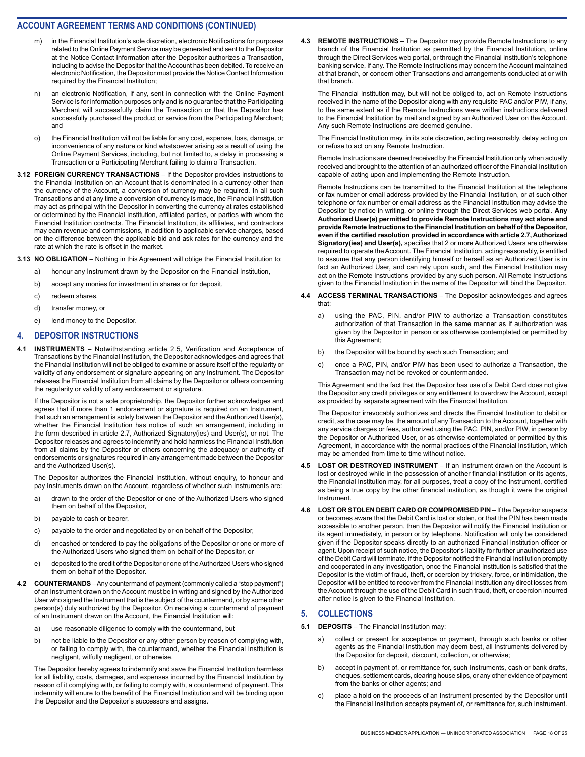## ACCOUNT AGREEMENT TERMS AND CONDITIONS (CONTINUED)

m) in the Financial Institution's sole discretion, electronic Notifications for purposes related to the Online Payment Service may be generated and sent to the Depositor at the Notice Contact Information after the Depositor authorizes a Transaction, including to advise the Depositor that the Account has been debited. To receive an electronic Notification, the Depositor must provide the Notice Contact Information required by the Financial Institution;

n) an electronic Notification, if any, sent in connection with the Online Payment Service is for information purposes only and is no guarantee that the Participating Merchant will successfully claim the Transaction or that the Depositor has successfully purchased the product or service from the Participating Merchant; and

o) the Financial Institution will not be liable for any cost, expense, loss, damage, or inconvenience of any nature or kind whatsoever arising as a result of using the Online Payment Services, including, but not limited to, a delay in processing a Transaction or a Participating Merchant failing to claim a Transaction.

**3.12 FOREIGN CURRENCY TRANSACTIONS** – If the Depositor provides instructions to the Financial Institution on an Account that is denominated in a currency other than the currency of the Account, a conversion of currency may be required. In all such Transactions and at any time a conversion of currency is made, the Financial Institution may act as principal with the Depositor in converting the currency at rates established or determined by the Financial Institution, affiliated parties, or parties with whom the Financial Institution contracts. The Financial Institution, its affiliates, and contractors may earn revenue and commissions, in addition to applicable service charges, based on the difference between the applicable bid and ask rates for the currency and the rate at which the rate is offset in the market.

**3.13 NO OBLIGATION** – Nothing in this Agreement will oblige the Financial Institution to:

a) honour any Instrument drawn by the Depositor on the Financial Institution,

b) accept any monies for investment in shares or for deposit,

c) redeem shares,

d) transfer money, or

e) lend money to the Depositor.

## 4. DEPOSITOR INSTRUCTIONS

**4.1 INSTRUMENTS** – Notwithstanding article 2.5, Verification and Acceptance of Transactions by the Financial Institution, the Depositor acknowledges and agrees that the Financial Institution will not be obliged to examine or assure itself of the regularity or validity of any endorsement or signature appearing on any Instrument. The Depositor releases the Financial Institution from all claims by the Depositor or others concerning the regularity or validity of any endorsement or signature.

If the Depositor is not a sole proprietorship, the Depositor further acknowledges and agrees that if more than 1 endorsement or signature is required on an Instrument, that such an arrangement is solely between the Depositor and the Authorized User(s), whether the Financial Institution has notice of such an arrangement, including in the form described in article 2.7, Authorized Signatory(ies) and User(s), or not. The Depositor releases and agrees to indemnify and hold harmless the Financial Institution from all claims by the Depositor or others concerning the adequacy or authority of endorsements or signatures required in any arrangement made between the Depositor and the Authorized User(s).

The Depositor authorizes the Financial Institution, without enquiry, to honour and pay Instruments drawn on the Account, regardless of whether such Instruments are:

a) drawn to the order of the Depositor or one of the Authorized Users who signed them on behalf of the Depositor,

b) payable to cash or bearer,

c) payable to the order and negotiated by or on behalf of the Depositor,

d) encashed or tendered to pay the obligations of the Depositor or one or more of the Authorized Users who signed them on behalf of the Depositor, or

e) deposited to the credit of the Depositor or one of the Authorized Users who signed them on behalf of the Depositor.

**4.2 COUNTERMANDS** – Any countermand of payment (commonly called a "stop payment") of an Instrument drawn on the Account must be in writing and signed by the Authorized User who signed the Instrument that is the subject of the countermand, or by some other person(s) duly authorized by the Depositor. On receiving a countermand of payment of an Instrument drawn on the Account, the Financial Institution will:

a) use reasonable diligence to comply with the countermand, but

b) not be liable to the Depositor or any other person by reason of complying with, or failing to comply with, the countermand, whether the Financial Institution is negligent, wilfully negligent, or otherwise.

The Depositor hereby agrees to indemnify and save the Financial Institution harmless for all liability, costs, damages, and expenses incurred by the Financial Institution by reason of it complying with, or failing to comply with, a countermand of payment. This indemnity will enure to the benefit of the Financial Institution and will be binding upon the Depositor and the Depositor's successors and assigns.

**4.3 REMOTE INSTRUCTIONS** – The Depositor may provide Remote Instructions to any branch of the Financial Institution as permitted by the Financial Institution, online through the Direct Services web portal, or through the Financial Institution's telephone banking service, if any. The Remote Instructions may concern the Account maintained at that branch, or concern other Transactions and arrangements conducted at or with that branch.

The Financial Institution may, but will not be obliged to, act on Remote Instructions received in the name of the Depositor along with any requisite PAC and/or PIW, if any, to the same extent as if the Remote Instructions were written instructions delivered to the Financial Institution by mail and signed by an Authorized User on the Account. Any such Remote Instructions are deemed genuine.

The Financial Institution may, in its sole discretion, acting reasonably, delay acting on or refuse to act on any Remote Instruction.

Remote Instructions are deemed received by the Financial Institution only when actually received and brought to the attention of an authorized officer of the Financial Institution capable of acting upon and implementing the Remote Instruction.

Remote Instructions can be transmitted to the Financial Institution at the telephone or fax number or email address provided by the Financial Institution, or at such other telephone or fax number or email address as the Financial Institution may advise the Depositor by notice in writing, or online through the Direct Services web portal. **Any Authorized User(s) permitted to provide Remote Instructions may act alone and provide Remote Instructions to the Financial Institution on behalf of the Depositor, even if the certified resolution provided in accordance with article 2.7, Authorized Signatory(ies) and User(s),** specifies that 2 or more Authorized Users are otherwise required to operate the Account. The Financial Institution, acting reasonably, is entitled to assume that any person identifying himself or herself as an Authorized User is in fact an Authorized User, and can rely upon such, and the Financial Institution may act on the Remote Instructions provided by any such person. All Remote Instructions given to the Financial Institution in the name of the Depositor will bind the Depositor.

**4.4 ACCESS TERMINAL TRANSACTIONS** – The Depositor acknowledges and agrees that:

a) using the PAC, PIN, and/or PIW to authorize a Transaction constitutes authorization of that Transaction in the same manner as if authorization was given by the Depositor in person or as otherwise contemplated or permitted by this Agreement;

b) the Depositor will be bound by each such Transaction; and

c) once a PAC, PIN, and/or PIW has been used to authorize a Transaction, the Transaction may not be revoked or countermanded.

This Agreement and the fact that the Depositor has use of a Debit Card does not give the Depositor any credit privileges or any entitlement to overdraw the Account, except as provided by separate agreement with the Financial Institution.

The Depositor irrevocably authorizes and directs the Financial Institution to debit or credit, as the case may be, the amount of any Transaction to the Account, together with any service charges or fees, authorized using the PAC, PIN, and/or PIW, in person by the Depositor or Authorized User, or as otherwise contemplated or permitted by this Agreement, in accordance with the normal practices of the Financial Institution, which may be amended from time to time without notice.

**4.5 LOST OR DESTROYED INSTRUMENT** – If an Instrument drawn on the Account is lost or destroyed while in the possession of another financial institution or its agents, the Financial Institution may, for all purposes, treat a copy of the Instrument, certified as being a true copy by the other financial institution, as though it were the original Instrument.

**4.6 LOST OR STOLEN DEBIT CARD OR COMPROMISED PIN** – If the Depositor suspects or becomes aware that the Debit Card is lost or stolen, or that the PIN has been made accessible to another person, then the Depositor will notify the Financial Institution or its agent immediately, in person or by telephone. Notification will only be considered given if the Depositor speaks directly to an authorized Financial Institution officer or agent. Upon receipt of such notice, the Depositor's liability for further unauthorized use of the Debit Card will terminate. If the Depositor notified the Financial Institution promptly and cooperated in any investigation, once the Financial Institution is satisfied that the Depositor is the victim of fraud, theft, or coercion by trickery, force, or intimidation, the Depositor will be entitled to recover from the Financial Institution any direct losses from the Account through the use of the Debit Card in such fraud, theft, or coercion incurred after notice is given to the Financial Institution.

## 5. COLLECTIONS

**5.1 DEPOSITS** – The Financial Institution may:

a) collect or present for acceptance or payment, through such banks or other agents as the Financial Institution may deem best, all Instruments delivered by the Depositor for deposit, discount, collection, or otherwise;

b) accept in payment of, or remittance for, such Instruments, cash or bank drafts, cheques, settlement cards, clearing house slips, or any other evidence of payment from the banks or other agents; and

c) place a hold on the proceeds of an Instrument presented by the Depositor until the Financial Institution accepts payment of, or remittance for, such Instrument.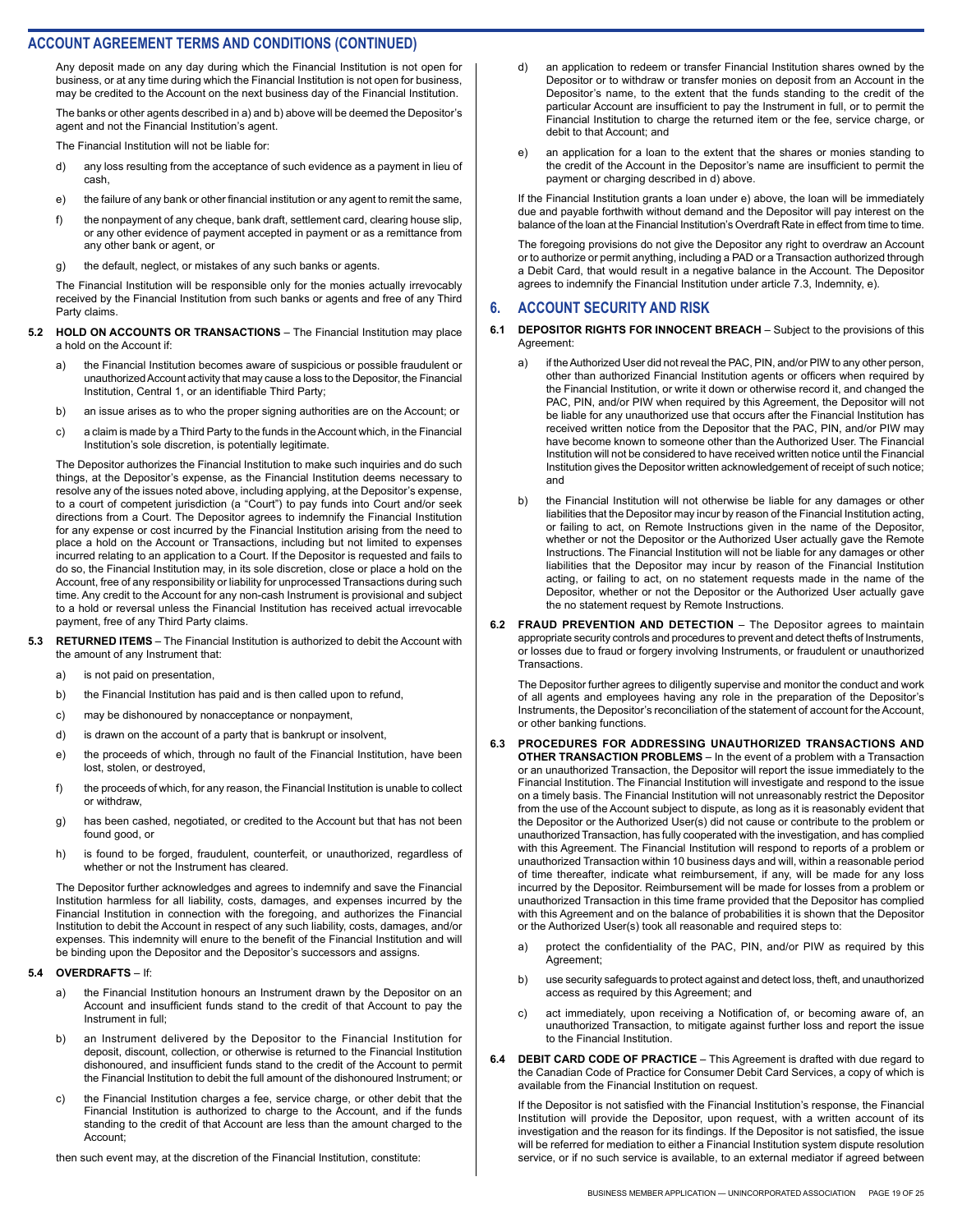## ACCOUNT AGREEMENT TERMS AND CONDITIONS (CONTINUED)

Any deposit made on any day during which the Financial Institution is not open for business, or at any time during which the Financial Institution is not open for business, may be credited to the Account on the next business day of the Financial Institution.

The banks or other agents described in a) and b) above will be deemed the Depositor's agent and not the Financial Institution's agent.

The Financial Institution will not be liable for:

d) any loss resulting from the acceptance of such evidence as a payment in lieu of cash,

e) the failure of any bank or other financial institution or any agent to remit the same,

f) the nonpayment of any cheque, bank draft, settlement card, clearing house slip, or any other evidence of payment accepted in payment or as a remittance from any other bank or agent, or

g) the default, neglect, or mistakes of any such banks or agents.

The Financial Institution will be responsible only for the monies actually irrevocably received by the Financial Institution from such banks or agents and free of any Third Party claims.

**5.2 HOLD ON ACCOUNTS OR TRANSACTIONS** – The Financial Institution may place a hold on the Account if:

a) the Financial Institution becomes aware of suspicious or possible fraudulent or unauthorized Account activity that may cause a loss to the Depositor, the Financial Institution, Central 1, or an identifiable Third Party;

b) an issue arises as to who the proper signing authorities are on the Account; or

c) a claim is made by a Third Party to the funds in the Account which, in the Financial Institution's sole discretion, is potentially legitimate.

The Depositor authorizes the Financial Institution to make such inquiries and do such things, at the Depositor's expense, as the Financial Institution deems necessary to resolve any of the issues noted above, including applying, at the Depositor's expense, to a court of competent jurisdiction (a "Court") to pay funds into Court and/or seek directions from a Court. The Depositor agrees to indemnify the Financial Institution for any expense or cost incurred by the Financial Institution arising from the need to place a hold on the Account or Transactions, including but not limited to expenses incurred relating to an application to a Court. If the Depositor is requested and fails to do so, the Financial Institution may, in its sole discretion, close or place a hold on the Account, free of any responsibility or liability for unprocessed Transactions during such time. Any credit to the Account for any non-cash Instrument is provisional and subject to a hold or reversal unless the Financial Institution has received actual irrevocable payment, free of any Third Party claims.

**5.3 RETURNED ITEMS** – The Financial Institution is authorized to debit the Account with the amount of any Instrument that:

a) is not paid on presentation,

b) the Financial Institution has paid and is then called upon to refund,

c) may be dishonoured by nonacceptance or nonpayment,

d) is drawn on the account of a party that is bankrupt or insolvent,

e) the proceeds of which, through no fault of the Financial Institution, have been lost, stolen, or destroyed,

f) the proceeds of which, for any reason, the Financial Institution is unable to collect or withdraw,

g) has been cashed, negotiated, or credited to the Account but that has not been found good, or

h) is found to be forged, fraudulent, counterfeit, or unauthorized, regardless of whether or not the Instrument has cleared.

The Depositor further acknowledges and agrees to indemnify and save the Financial Institution harmless for all liability, costs, damages, and expenses incurred by the Financial Institution in connection with the foregoing, and authorizes the Financial Institution to debit the Account in respect of any such liability, costs, damages, and/or expenses. This indemnity will enure to the benefit of the Financial Institution and will be binding upon the Depositor and the Depositor's successors and assigns.

**5.4 OVERDRAFTS** – If:

a) the Financial Institution honours an Instrument drawn by the Depositor on an Account and insufficient funds stand to the credit of that Account to pay the Instrument in full;

b) an Instrument delivered by the Depositor to the Financial Institution for deposit, discount, collection, or otherwise is returned to the Financial Institution dishonoured, and insufficient funds stand to the credit of the Account to permit the Financial Institution to debit the full amount of the dishonoured Instrument; or

c) the Financial Institution charges a fee, service charge, or other debit that the Financial Institution is authorized to charge to the Account, and if the funds standing to the credit of that Account are less than the amount charged to the Account;

then such event may, at the discretion of the Financial Institution, constitute:

d) an application to redeem or transfer Financial Institution shares owned by the Depositor or to withdraw or transfer monies on deposit from an Account in the Depositor's name, to the extent that the funds standing to the credit of the particular Account are insufficient to pay the Instrument in full, or to permit the Financial Institution to charge the returned item or the fee, service charge, or debit to that Account; and

e) an application for a loan to the extent that the shares or monies standing to the credit of the Account in the Depositor's name are insufficient to permit the payment or charging described in d) above.

If the Financial Institution grants a loan under e) above, the loan will be immediately due and payable forthwith without demand and the Depositor will pay interest on the balance of the loan at the Financial Institution's Overdraft Rate in effect from time to time.

The foregoing provisions do not give the Depositor any right to overdraw an Account or to authorize or permit anything, including a PAD or a Transaction authorized through a Debit Card, that would result in a negative balance in the Account. The Depositor agrees to indemnify the Financial Institution under article 7.3, Indemnity, e).

## 6. ACCOUNT SECURITY AND RISK

**6.1 DEPOSITOR RIGHTS FOR INNOCENT BREACH** – Subject to the provisions of this Agreement:

a) if the Authorized User did not reveal the PAC, PIN, and/or PIW to any other person, other than authorized Financial Institution agents or officers when required by the Financial Institution, or write it down or otherwise record it, and changed the PAC, PIN, and/or PIW when required by this Agreement, the Depositor will not be liable for any unauthorized use that occurs after the Financial Institution has received written notice from the Depositor that the PAC, PIN, and/or PIW may have become known to someone other than the Authorized User. The Financial Institution will not be considered to have received written notice until the Financial Institution gives the Depositor written acknowledgement of receipt of such notice; and

b) the Financial Institution will not otherwise be liable for any damages or other liabilities that the Depositor may incur by reason of the Financial Institution acting, or failing to act, on Remote Instructions given in the name of the Depositor, whether or not the Depositor or the Authorized User actually gave the Remote Instructions. The Financial Institution will not be liable for any damages or other liabilities that the Depositor may incur by reason of the Financial Institution acting, or failing to act, on no statement requests made in the name of the Depositor, whether or not the Depositor or the Authorized User actually gave the no statement request by Remote Instructions.

**6.2 FRAUD PREVENTION AND DETECTION** – The Depositor agrees to maintain appropriate security controls and procedures to prevent and detect thefts of Instruments, or losses due to fraud or forgery involving Instruments, or fraudulent or unauthorized Transactions.

The Depositor further agrees to diligently supervise and monitor the conduct and work of all agents and employees having any role in the preparation of the Depositor's Instruments, the Depositor's reconciliation of the statement of account for the Account, or other banking functions.

**6.3 PROCEDURES FOR ADDRESSING UNAUTHORIZED TRANSACTIONS AND OTHER TRANSACTION PROBLEMS** – In the event of a problem with a Transaction or an unauthorized Transaction, the Depositor will report the issue immediately to the Financial Institution. The Financial Institution will investigate and respond to the issue on a timely basis. The Financial Institution will not unreasonably restrict the Depositor from the use of the Account subject to dispute, as long as it is reasonably evident that the Depositor or the Authorized User(s) did not cause or contribute to the problem or unauthorized Transaction, has fully cooperated with the investigation, and has complied with this Agreement. The Financial Institution will respond to reports of a problem or unauthorized Transaction within 10 business days and will, within a reasonable period of time thereafter, indicate what reimbursement, if any, will be made for any loss incurred by the Depositor. Reimbursement will be made for losses from a problem or unauthorized Transaction in this time frame provided that the Depositor has complied with this Agreement and on the balance of probabilities it is shown that the Depositor or the Authorized User(s) took all reasonable and required steps to:

a) protect the confidentiality of the PAC, PIN, and/or PIW as required by this Agreement;

b) use security safeguards to protect against and detect loss, theft, and unauthorized access as required by this Agreement; and

c) act immediately, upon receiving a Notification of, or becoming aware of, an unauthorized Transaction, to mitigate against further loss and report the issue to the Financial Institution.

**6.4 DEBIT CARD CODE OF PRACTICE** – This Agreement is drafted with due regard to the Canadian Code of Practice for Consumer Debit Card Services, a copy of which is available from the Financial Institution on request.

If the Depositor is not satisfied with the Financial Institution's response, the Financial Institution will provide the Depositor, upon request, with a written account of its investigation and the reason for its findings. If the Depositor is not satisfied, the issue will be referred for mediation to either a Financial Institution system dispute resolution service, or if no such service is available, to an external mediator if agreed between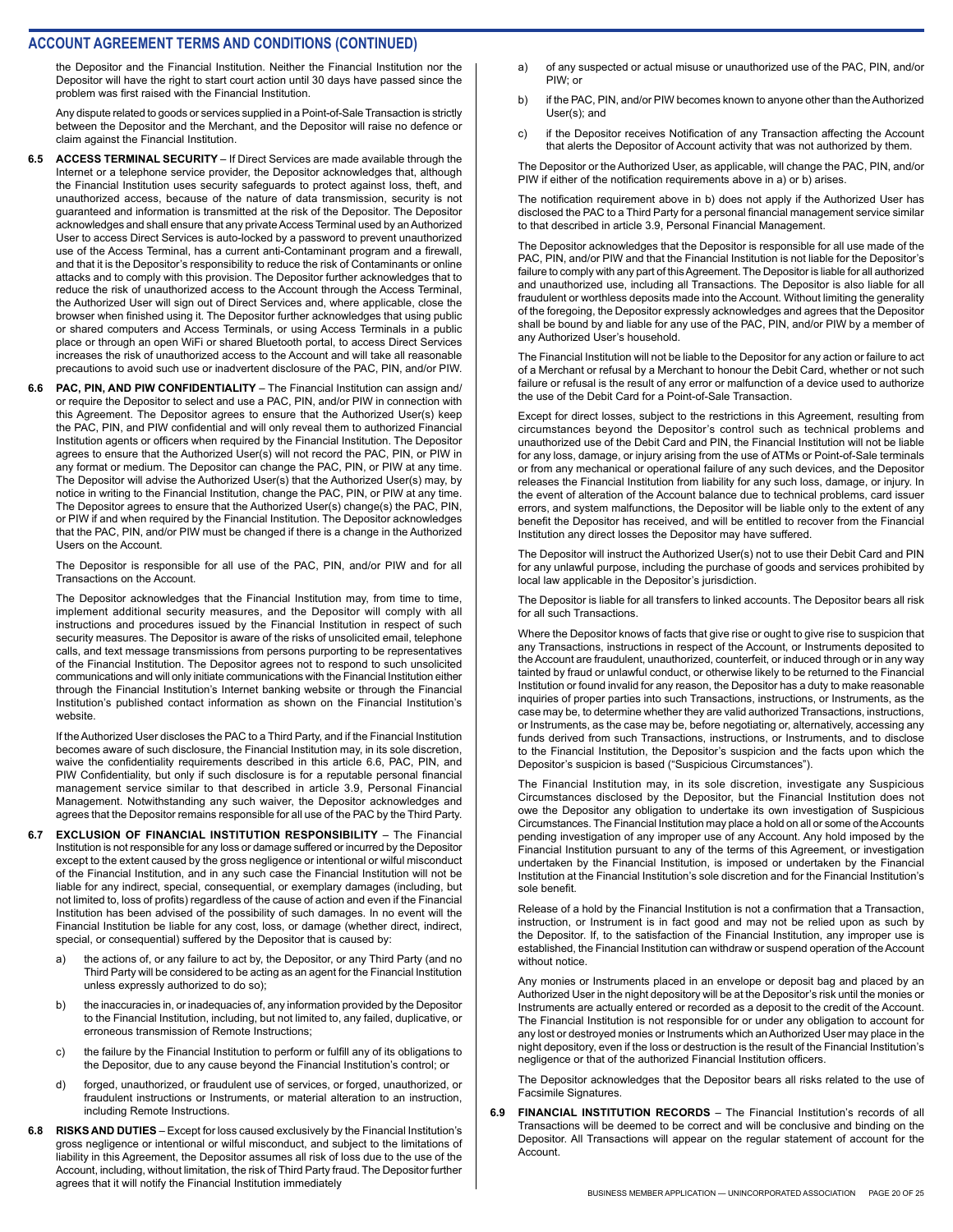the Depositor and the Financial Institution. Neither the Financial Institution nor the Depositor will have the right to start court action until 30 days have passed since the problem was first raised with the Financial Institution.

Any dispute related to goods or services supplied in a Point-of-Sale Transaction is strictly between the Depositor and the Merchant, and the Depositor will raise no defence or claim against the Financial Institution.

**6.5 ACCESS TERMINAL SECURITY** – If Direct Services are made available through the Internet or a telephone service provider, the Depositor acknowledges that, although the Financial Institution uses security safeguards to protect against loss, theft, and unauthorized access, because of the nature of data transmission, security is not guaranteed and information is transmitted at the risk of the Depositor. The Depositor acknowledges and shall ensure that any private Access Terminal used by an Authorized User to access Direct Services is auto-locked by a password to prevent unauthorized use of the Access Terminal, has a current anti-Contaminant program and a firewall, and that it is the Depositor's responsibility to reduce the risk of Contaminants or online attacks and to comply with this provision. The Depositor further acknowledges that to reduce the risk of unauthorized access to the Account through the Access Terminal, the Authorized User will sign out of Direct Services and, where applicable, close the browser when finished using it. The Depositor further acknowledges that using public or shared computers and Access Terminals, or using Access Terminals in a public place or through an open WiFi or shared Bluetooth portal, to access Direct Services increases the risk of unauthorized access to the Account and will take all reasonable precautions to avoid such use or inadvertent disclosure of the PAC, PIN, and/or PIW.

**6.6 PAC, PIN, AND PIW CONFIDENTIALITY** – The Financial Institution can assign and/or require the Depositor to select and use a PAC, PIN, and/or PIW in connection with this Agreement. The Depositor agrees to ensure that the Authorized User(s) keep the PAC, PIN, and PIW confidential and will only reveal them to authorized Financial Institution agents or officers when required by the Financial Institution. The Depositor agrees to ensure that the Authorized User(s) will not record the PAC, PIN, or PIW in any format or medium. The Depositor can change the PAC, PIN, or PIW at any time. The Depositor will advise the Authorized User(s) that the Authorized User(s) may, by notice in writing to the Financial Institution, change the PAC, PIN, or PIW at any time. The Depositor agrees to ensure that the Authorized User(s) change(s) the PAC, PIN, or PIW if and when required by the Financial Institution. The Depositor acknowledges that the PAC, PIN, and/or PIW must be changed if there is a change in the Authorized Users on the Account.

The Depositor is responsible for all use of the PAC, PIN, and/or PIW and for all Transactions on the Account.

The Depositor acknowledges that the Financial Institution may, from time to time, implement additional security measures, and the Depositor will comply with all instructions and procedures issued by the Financial Institution in respect of such security measures. The Depositor is aware of the risks of unsolicited email, telephone calls, and text message transmissions from persons purporting to be representatives of the Financial Institution. The Depositor agrees not to respond to such unsolicited communications and will only initiate communications with the Financial Institution either through the Financial Institution's Internet banking website or through the Financial Institution's published contact information as shown on the Financial Institution's website.

If the Authorized User discloses the PAC to a Third Party, and if the Financial Institution becomes aware of such disclosure, the Financial Institution may, in its sole discretion, waive the confidentiality requirements described in this article 6.6, PAC, PIN, and PIW Confidentiality, but only if such disclosure is for a reputable personal financial management service similar to that described in article 3.9, Personal Financial Management. Notwithstanding any such waiver, the Depositor acknowledges and agrees that the Depositor remains responsible for all use of the PAC by the Third Party.

**6.7 EXCLUSION OF FINANCIAL INSTITUTION RESPONSIBILITY** – The Financial Institution is not responsible for any loss or damage suffered or incurred by the Depositor except to the extent caused by the gross negligence or intentional or wilful misconduct of the Financial Institution, and in any such case the Financial Institution will not be liable for any indirect, special, consequential, or exemplary damages (including, but not limited to, loss of profits) regardless of the cause of action and even if the Financial Institution has been advised of the possibility of such damages. In no event will the Financial Institution be liable for any cost, loss, or damage (whether direct, indirect, special, or consequential) suffered by the Depositor that is caused by:

a) the actions of, or any failure to act by, the Depositor, or any Third Party (and no Third Party will be considered to be acting as an agent for the Financial Institution unless expressly authorized to do so);

b) the inaccuracies in, or inadequacies of, any information provided by the Depositor to the Financial Institution, including, but not limited to, any failed, duplicative, or erroneous transmission of Remote Instructions;

c) the failure by the Financial Institution to perform or fulfill any of its obligations to the Depositor, due to any cause beyond the Financial Institution's control; or

d) forged, unauthorized, or fraudulent use of services, or forged, unauthorized, or fraudulent instructions or Instruments, or material alteration to an instruction, including Remote Instructions.

**6.8 RISKS AND DUTIES** – Except for loss caused exclusively by the Financial Institution's gross negligence or intentional or wilful misconduct, and subject to the limitations of liability in this Agreement, the Depositor assumes all risk of loss due to the use of the Account, including, without limitation, the risk of Third Party fraud. The Depositor further agrees that it will notify the Financial Institution immediately

a) of any suspected or actual misuse or unauthorized use of the PAC, PIN, and/or PIW; or

b) if the PAC, PIN, and/or PIW becomes known to anyone other than the Authorized User(s); and

c) if the Depositor receives Notification of any Transaction affecting the Account that alerts the Depositor of Account activity that was not authorized by them.

The Depositor or the Authorized User, as applicable, will change the PAC, PIN, and/or PIW if either of the notification requirements above in a) or b) arises.

The notification requirement above in b) does not apply if the Authorized User has disclosed the PAC to a Third Party for a personal financial management service similar to that described in article 3.9, Personal Financial Management.

The Depositor acknowledges that the Depositor is responsible for all use made of the PAC, PIN, and/or PIW and that the Financial Institution is not liable for the Depositor's failure to comply with any part of this Agreement. The Depositor is liable for all authorized and unauthorized use, including all Transactions. The Depositor is also liable for all fraudulent or worthless deposits made into the Account. Without limiting the generality of the foregoing, the Depositor expressly acknowledges and agrees that the Depositor shall be bound by and liable for any use of the PAC, PIN, and/or PIW by a member of any Authorized User's household.

The Financial Institution will not be liable to the Depositor for any action or failure to act of a Merchant or refusal by a Merchant to honour the Debit Card, whether or not such failure or refusal is the result of any error or malfunction of a device used to authorize the use of the Debit Card for a Point-of-Sale Transaction.

Except for direct losses, subject to the restrictions in this Agreement, resulting from circumstances beyond the Depositor's control such as technical problems and unauthorized use of the Debit Card and PIN, the Financial Institution will not be liable for any loss, damage, or injury arising from the use of ATMs or Point-of-Sale terminals or from any mechanical or operational failure of any such devices, and the Depositor releases the Financial Institution from liability for any such loss, damage, or injury. In the event of alteration of the Account balance due to technical problems, card issuer errors, and system malfunctions, the Depositor will be liable only to the extent of any benefit the Depositor has received, and will be entitled to recover from the Financial Institution any direct losses the Depositor may have suffered.

The Depositor will instruct the Authorized User(s) not to use their Debit Card and PIN for any unlawful purpose, including the purchase of goods and services prohibited by local law applicable in the Depositor's jurisdiction.

The Depositor is liable for all transfers to linked accounts. The Depositor bears all risk for all such Transactions.

Where the Depositor knows of facts that give rise or ought to give rise to suspicion that any Transactions, instructions in respect of the Account, or Instruments deposited to the Account are fraudulent, unauthorized, counterfeit, or induced through or in any way tainted by fraud or unlawful conduct, or otherwise likely to be returned to the Financial Institution or found invalid for any reason, the Depositor has a duty to make reasonable inquiries of proper parties into such Transactions, instructions, or Instruments, as the case may be, to determine whether they are valid authorized Transactions, instructions, or Instruments, as the case may be, before negotiating or, alternatively, accessing any funds derived from such Transactions, instructions, or Instruments, and to disclose to the Financial Institution, the Depositor's suspicion and the facts upon which the Depositor's suspicion is based ("Suspicious Circumstances").

The Financial Institution may, in its sole discretion, investigate any Suspicious Circumstances disclosed by the Depositor, but the Financial Institution does not owe the Depositor any obligation to undertake its own investigation of Suspicious Circumstances. The Financial Institution may place a hold on all or some of the Accounts pending investigation of any improper use of any Account. Any hold imposed by the Financial Institution pursuant to any of the terms of this Agreement, or investigation undertaken by the Financial Institution, is imposed or undertaken by the Financial Institution at the Financial Institution's sole discretion and for the Financial Institution's sole benefit.

Release of a hold by the Financial Institution is not a confirmation that a Transaction, instruction, or Instrument is in fact good and may not be relied upon as such by the Depositor. If, to the satisfaction of the Financial Institution, any improper use is established, the Financial Institution can withdraw or suspend operation of the Account without notice.

Any monies or Instruments placed in an envelope or deposit bag and placed by an Authorized User in the night depository will be at the Depositor's risk until the monies or Instruments are actually entered or recorded as a deposit to the credit of the Account. The Financial Institution is not responsible for or under any obligation to account for any lost or destroyed monies or Instruments which an Authorized User may place in the night depository, even if the loss or destruction is the result of the Financial Institution's negligence or that of the authorized Financial Institution officers.

The Depositor acknowledges that the Depositor bears all risks related to the use of Facsimile Signatures.

**6.9 FINANCIAL INSTITUTION RECORDS** – The Financial Institution's records of all Transactions will be deemed to be correct and will be conclusive and binding on the Depositor. All Transactions will appear on the regular statement of account for the Account.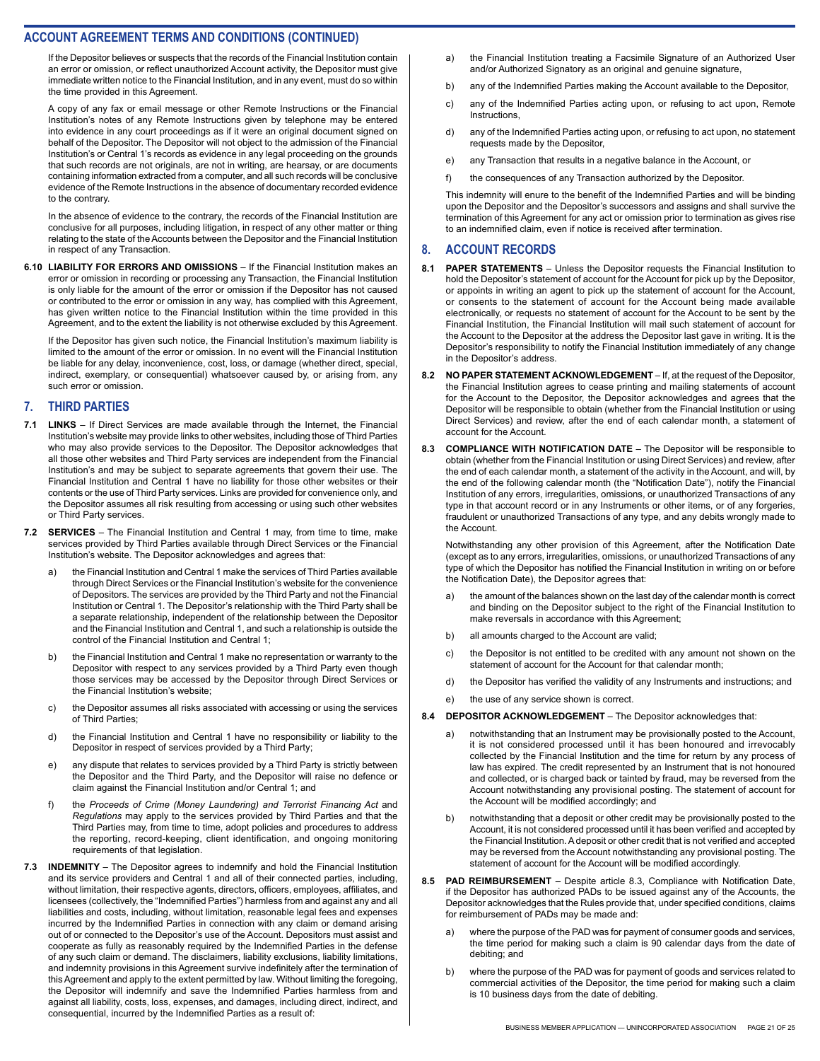## ACCOUNT AGREEMENT TERMS AND CONDITIONS (CONTINUED)

If the Depositor believes or suspects that the records of the Financial Institution contain an error or omission, or reflect unauthorized Account activity, the Depositor must give immediate written notice to the Financial Institution, and in any event, must do so within the time provided in this Agreement.

A copy of any fax or email message or other Remote Instructions or the Financial Institution's notes of any Remote Instructions given by telephone may be entered into evidence in any court proceedings as if it were an original document signed on behalf of the Depositor. The Depositor will not object to the admission of the Financial Institution's or Central 1's records as evidence in any legal proceeding on the grounds that such records are not originals, are not in writing, are hearsay, or are documents containing information extracted from a computer, and all such records will be conclusive evidence of the Remote Instructions in the absence of documentary recorded evidence to the contrary.

In the absence of evidence to the contrary, the records of the Financial Institution are conclusive for all purposes, including litigation, in respect of any other matter or thing relating to the state of the Accounts between the Depositor and the Financial Institution in respect of any Transaction.

**6.10 LIABILITY FOR ERRORS AND OMISSIONS** – If the Financial Institution makes an error or omission in recording or processing any Transaction, the Financial Institution is only liable for the amount of the error or omission if the Depositor has not caused or contributed to the error or omission in any way, has complied with this Agreement, has given written notice to the Financial Institution within the time provided in this Agreement, and to the extent the liability is not otherwise excluded by this Agreement.

If the Depositor has given such notice, the Financial Institution's maximum liability is limited to the amount of the error or omission. In no event will the Financial Institution be liable for any delay, inconvenience, cost, loss, or damage (whether direct, special, indirect, exemplary, or consequential) whatsoever caused by, or arising from, any such error or omission.

## 7. THIRD PARTIES

**7.1 LINKS** – If Direct Services are made available through the Internet, the Financial Institution's website may provide links to other websites, including those of Third Parties who may also provide services to the Depositor. The Depositor acknowledges that all those other websites and Third Party services are independent from the Financial Institution's and may be subject to separate agreements that govern their use. The Financial Institution and Central 1 have no liability for those other websites or their contents or the use of Third Party services. Links are provided for convenience only, and the Depositor assumes all risk resulting from accessing or using such other websites or Third Party services.

**7.2 SERVICES** – The Financial Institution and Central 1 may, from time to time, make services provided by Third Parties available through Direct Services or the Financial Institution's website. The Depositor acknowledges and agrees that:

a) the Financial Institution and Central 1 make the services of Third Parties available through Direct Services or the Financial Institution's website for the convenience of Depositors. The services are provided by the Third Party and not the Financial Institution or Central 1. The Depositor's relationship with the Third Party shall be a separate relationship, independent of the relationship between the Depositor and the Financial Institution and Central 1, and such a relationship is outside the control of the Financial Institution and Central 1;

b) the Financial Institution and Central 1 make no representation or warranty to the Depositor with respect to any services provided by a Third Party even though those services may be accessed by the Depositor through Direct Services or the Financial Institution's website;

c) the Depositor assumes all risks associated with accessing or using the services of Third Parties;

d) the Financial Institution and Central 1 have no responsibility or liability to the Depositor in respect of services provided by a Third Party;

e) any dispute that relates to services provided by a Third Party is strictly between the Depositor and the Third Party, and the Depositor will raise no defence or claim against the Financial Institution and/or Central 1; and

f) the *Proceeds of Crime (Money Laundering) and Terrorist Financing Act* and *Regulations* may apply to the services provided by Third Parties and that the Third Parties may, from time to time, adopt policies and procedures to address the reporting, record-keeping, client identification, and ongoing monitoring requirements of that legislation.

**7.3 INDEMNITY** – The Depositor agrees to indemnify and hold the Financial Institution and its service providers and Central 1 and all of their connected parties, including, without limitation, their respective agents, directors, officers, employees, affiliates, and licensees (collectively, the "Indemnified Parties") harmless from and against any and all liabilities and costs, including, without limitation, reasonable legal fees and expenses incurred by the Indemnified Parties in connection with any claim or demand arising out of or connected to the Depositor's use of the Account. Depositors must assist and cooperate as fully as reasonably required by the Indemnified Parties in the defense of any such claim or demand. The disclaimers, liability exclusions, liability limitations, and indemnity provisions in this Agreement survive indefinitely after the termination of this Agreement and apply to the extent permitted by law. Without limiting the foregoing, the Depositor will indemnify and save the Indemnified Parties harmless from and against all liability, costs, loss, expenses, and damages, including direct, indirect, and consequential, incurred by the Indemnified Parties as a result of:

a) the Financial Institution treating a Facsimile Signature of an Authorized User and/or Authorized Signatory as an original and genuine signature,

b) any of the Indemnified Parties making the Account available to the Depositor,

c) any of the Indemnified Parties acting upon, or refusing to act upon, Remote Instructions,

d) any of the Indemnified Parties acting upon, or refusing to act upon, no statement requests made by the Depositor,

e) any Transaction that results in a negative balance in the Account, or

f) the consequences of any Transaction authorized by the Depositor.

This indemnity will enure to the benefit of the Indemnified Parties and will be binding upon the Depositor and the Depositor's successors and assigns and shall survive the termination of this Agreement for any act or omission prior to termination as gives rise to an indemnified claim, even if notice is received after termination.

## 8. ACCOUNT RECORDS

**8.1 PAPER STATEMENTS** – Unless the Depositor requests the Financial Institution to hold the Depositor's statement of account for the Account for pick up by the Depositor, or appoints in writing an agent to pick up the statement of account for the Account, or consents to the statement of account for the Account being made available electronically, or requests no statement of account for the Account to be sent by the Financial Institution, the Financial Institution will mail such statement of account for the Account to the Depositor at the address the Depositor last gave in writing. It is the Depositor's responsibility to notify the Financial Institution immediately of any change in the Depositor's address.

**8.2 NO PAPER STATEMENT ACKNOWLEDGEMENT** – If, at the request of the Depositor, the Financial Institution agrees to cease printing and mailing statements of account for the Account to the Depositor, the Depositor acknowledges and agrees that the Depositor will be responsible to obtain (whether from the Financial Institution or using Direct Services) and review, after the end of each calendar month, a statement of account for the Account.

**8.3 COMPLIANCE WITH NOTIFICATION DATE** – The Depositor will be responsible to obtain (whether from the Financial Institution or using Direct Services) and review, after the end of each calendar month, a statement of the activity in the Account, and will, by the end of the following calendar month (the "Notification Date"), notify the Financial Institution of any errors, irregularities, omissions, or unauthorized Transactions of any type in that account record or in any Instruments or other items, or of any forgeries, fraudulent or unauthorized Transactions of any type, and any debits wrongly made to the Account.

Notwithstanding any other provision of this Agreement, after the Notification Date (except as to any errors, irregularities, omissions, or unauthorized Transactions of any type of which the Depositor has notified the Financial Institution in writing on or before the Notification Date), the Depositor agrees that:

a) the amount of the balances shown on the last day of the calendar month is correct and binding on the Depositor subject to the right of the Financial Institution to make reversals in accordance with this Agreement;

b) all amounts charged to the Account are valid;

c) the Depositor is not entitled to be credited with any amount not shown on the statement of account for the Account for that calendar month;

d) the Depositor has verified the validity of any Instruments and instructions; and

e) the use of any service shown is correct.

**8.4 DEPOSITOR ACKNOWLEDGEMENT** – The Depositor acknowledges that:

a) notwithstanding that an Instrument may be provisionally posted to the Account, it is not considered processed until it has been honoured and irrevocably collected by the Financial Institution and the time for return by any process of law has expired. The credit represented by an Instrument that is not honoured and collected, or is charged back or tainted by fraud, may be reversed from the Account notwithstanding any provisional posting. The statement of account for the Account will be modified accordingly; and

b) notwithstanding that a deposit or other credit may be provisionally posted to the Account, it is not considered processed until it has been verified and accepted by the Financial Institution. A deposit or other credit that is not verified and accepted may be reversed from the Account notwithstanding any provisional posting. The statement of account for the Account will be modified accordingly.

**8.5 PAD REIMBURSEMENT** – Despite article 8.3, Compliance with Notification Date, if the Depositor has authorized PADs to be issued against any of the Accounts, the Depositor acknowledges that the Rules provide that, under specified conditions, claims for reimbursement of PADs may be made and:

a) where the purpose of the PAD was for payment of consumer goods and services, the time period for making such a claim is 90 calendar days from the date of debiting; and

b) where the purpose of the PAD was for payment of goods and services related to commercial activities of the Depositor, the time period for making such a claim is 10 business days from the date of debiting.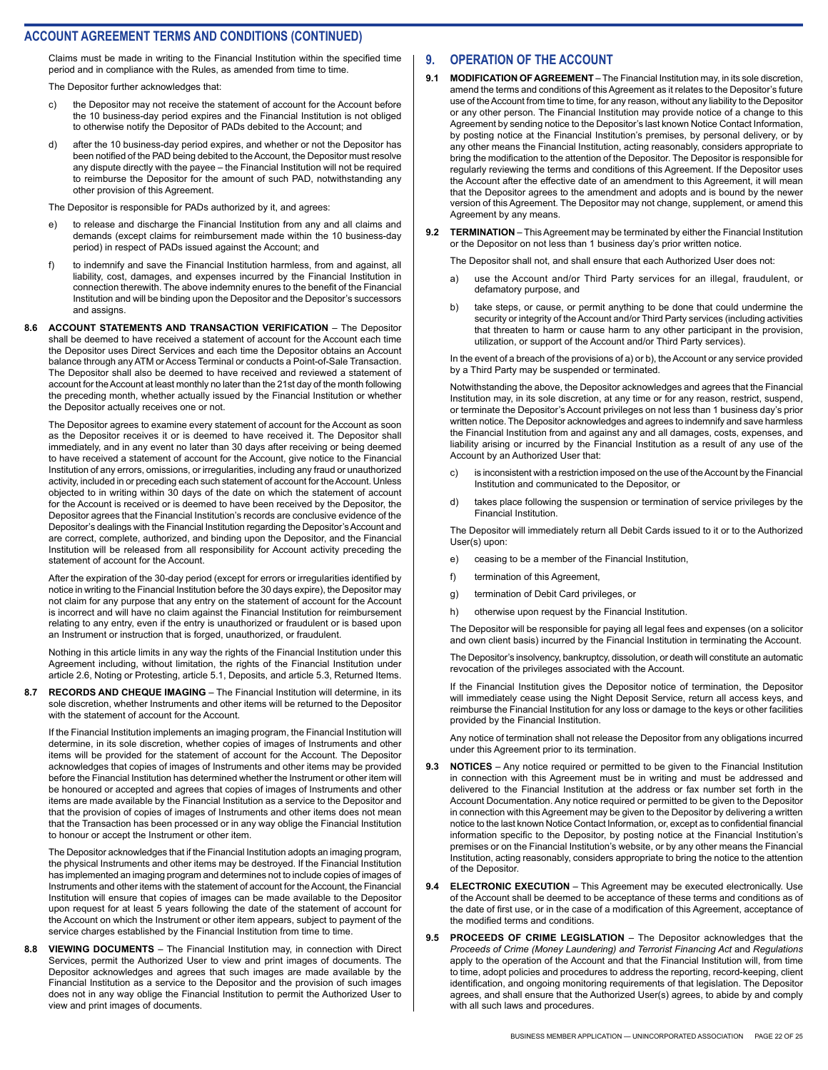## ACCOUNT AGREEMENT TERMS AND CONDITIONS (CONTINUED)

Claims must be made in writing to the Financial Institution within the specified time period and in compliance with the Rules, as amended from time to time.

The Depositor further acknowledges that:

c) the Depositor may not receive the statement of account for the Account before the 10 business-day period expires and the Financial Institution is not obliged to otherwise notify the Depositor of PADs debited to the Account; and

d) after the 10 business-day period expires, and whether or not the Depositor has been notified of the PAD being debited to the Account, the Depositor must resolve any dispute directly with the payee – the Financial Institution will not be required to reimburse the Depositor for the amount of such PAD, notwithstanding any other provision of this Agreement.

The Depositor is responsible for PADs authorized by it, and agrees:

e) to release and discharge the Financial Institution from any and all claims and demands (except claims for reimbursement made within the 10 business-day period) in respect of PADs issued against the Account; and

f) to indemnify and save the Financial Institution harmless, from and against, all liability, cost, damages, and expenses incurred by the Financial Institution in connection therewith. The above indemnity enures to the benefit of the Financial Institution and will be binding upon the Depositor and the Depositor's successors and assigns.

**8.6 ACCOUNT STATEMENTS AND TRANSACTION VERIFICATION** – The Depositor shall be deemed to have received a statement of account for the Account each time the Depositor uses Direct Services and each time the Depositor obtains an Account balance through any ATM or Access Terminal or conducts a Point-of-Sale Transaction. The Depositor shall also be deemed to have received and reviewed a statement of account for the Account at least monthly no later than the 21st day of the month following the preceding month, whether actually issued by the Financial Institution or whether the Depositor actually receives one or not.

The Depositor agrees to examine every statement of account for the Account as soon as the Depositor receives it or is deemed to have received it. The Depositor shall immediately, and in any event no later than 30 days after receiving or being deemed to have received a statement of account for the Account, give notice to the Financial Institution of any errors, omissions, or irregularities, including any fraud or unauthorized activity, included in or preceding each such statement of account for the Account. Unless objected to in writing within 30 days of the date on which the statement of account for the Account is received or is deemed to have been received by the Depositor, the Depositor agrees that the Financial Institution's records are conclusive evidence of the Depositor's dealings with the Financial Institution regarding the Depositor's Account and are correct, complete, authorized, and binding upon the Depositor, and the Financial Institution will be released from all responsibility for Account activity preceding the statement of account for the Account.

After the expiration of the 30-day period (except for errors or irregularities identified by notice in writing to the Financial Institution before the 30 days expire), the Depositor may not claim for any purpose that any entry on the statement of account for the Account is incorrect and will have no claim against the Financial Institution for reimbursement relating to any entry, even if the entry is unauthorized or fraudulent or is based upon an Instrument or instruction that is forged, unauthorized, or fraudulent.

Nothing in this article limits in any way the rights of the Financial Institution under this Agreement including, without limitation, the rights of the Financial Institution under article 2.6, Noting or Protesting, article 5.1, Deposits, and article 5.3, Returned Items.

**8.7 RECORDS AND CHEQUE IMAGING** – The Financial Institution will determine, in its sole discretion, whether Instruments and other items will be returned to the Depositor with the statement of account for the Account.

If the Financial Institution implements an imaging program, the Financial Institution will determine, in its sole discretion, whether copies of images of Instruments and other items will be provided for the statement of account for the Account. The Depositor acknowledges that copies of images of Instruments and other items may be provided before the Financial Institution has determined whether the Instrument or other item will be honoured or accepted and agrees that copies of images of Instruments and other items are made available by the Financial Institution as a service to the Depositor and that the provision of copies of images of Instruments and other items does not mean that the Transaction has been processed or in any way oblige the Financial Institution to honour or accept the Instrument or other item.

The Depositor acknowledges that if the Financial Institution adopts an imaging program, the physical Instruments and other items may be destroyed. If the Financial Institution has implemented an imaging program and determines not to include copies of images of Instruments and other items with the statement of account for the Account, the Financial Institution will ensure that copies of images can be made available to the Depositor upon request for at least 5 years following the date of the statement of account for the Account on which the Instrument or other item appears, subject to payment of the service charges established by the Financial Institution from time to time.

**8.8 VIEWING DOCUMENTS** – The Financial Institution may, in connection with Direct Services, permit the Authorized User to view and print images of documents. The Depositor acknowledges and agrees that such images are made available by the Financial Institution as a service to the Depositor and the provision of such images does not in any way oblige the Financial Institution to permit the Authorized User to view and print images of documents.

## 9. OPERATION OF THE ACCOUNT

**9.1 MODIFICATION OF AGREEMENT** – The Financial Institution may, in its sole discretion, amend the terms and conditions of this Agreement as it relates to the Depositor's future use of the Account from time to time, for any reason, without any liability to the Depositor or any other person. The Financial Institution may provide notice of a change to this Agreement by sending notice to the Depositor's last known Notice Contact Information, by posting notice at the Financial Institution's premises, by personal delivery, or by any other means the Financial Institution, acting reasonably, considers appropriate to bring the modification to the attention of the Depositor. The Depositor is responsible for regularly reviewing the terms and conditions of this Agreement. If the Depositor uses the Account after the effective date of an amendment to this Agreement, it will mean that the Depositor agrees to the amendment and adopts and is bound by the newer version of this Agreement. The Depositor may not change, supplement, or amend this Agreement by any means.

**9.2 TERMINATION** – This Agreement may be terminated by either the Financial Institution or the Depositor on not less than 1 business day's prior written notice.

The Depositor shall not, and shall ensure that each Authorized User does not:

a) use the Account and/or Third Party services for an illegal, fraudulent, or defamatory purpose, and

b) take steps, or cause, or permit anything to be done that could undermine the security or integrity of the Account and/or Third Party services (including activities that threaten to harm or cause harm to any other participant in the provision, utilization, or support of the Account and/or Third Party services).

In the event of a breach of the provisions of a) or b), the Account or any service provided by a Third Party may be suspended or terminated.

Notwithstanding the above, the Depositor acknowledges and agrees that the Financial Institution may, in its sole discretion, at any time or for any reason, restrict, suspend, or terminate the Depositor's Account privileges on not less than 1 business day's prior written notice. The Depositor acknowledges and agrees to indemnify and save harmless the Financial Institution from and against any and all damages, costs, expenses, and liability arising or incurred by the Financial Institution as a result of any use of the Account by an Authorized User that:

c) is inconsistent with a restriction imposed on the use of the Account by the Financial Institution and communicated to the Depositor, or

d) takes place following the suspension or termination of service privileges by the Financial Institution.

The Depositor will immediately return all Debit Cards issued to it or to the Authorized User(s) upon:

e) ceasing to be a member of the Financial Institution,

f) termination of this Agreement,

g) termination of Debit Card privileges, or

h) otherwise upon request by the Financial Institution.

The Depositor will be responsible for paying all legal fees and expenses (on a solicitor and own client basis) incurred by the Financial Institution in terminating the Account.

The Depositor's insolvency, bankruptcy, dissolution, or death will constitute an automatic revocation of the privileges associated with the Account.

If the Financial Institution gives the Depositor notice of termination, the Depositor will immediately cease using the Night Deposit Service, return all access keys, and reimburse the Financial Institution for any loss or damage to the keys or other facilities provided by the Financial Institution.

Any notice of termination shall not release the Depositor from any obligations incurred under this Agreement prior to its termination.

**9.3 NOTICES** – Any notice required or permitted to be given to the Financial Institution in connection with this Agreement must be in writing and must be addressed and delivered to the Financial Institution at the address or fax number set forth in the Account Documentation. Any notice required or permitted to be given to the Depositor in connection with this Agreement may be given to the Depositor by delivering a written notice to the last known Notice Contact Information, or, except as to confidential financial information specific to the Depositor, by posting notice at the Financial Institution's premises or on the Financial Institution's website, or by any other means the Financial Institution, acting reasonably, considers appropriate to bring the notice to the attention of the Depositor.

**9.4 ELECTRONIC EXECUTION** – This Agreement may be executed electronically. Use of the Account shall be deemed to be acceptance of these terms and conditions as of the date of first use, or in the case of a modification of this Agreement, acceptance of the modified terms and conditions.

**9.5 PROCEEDS OF CRIME LEGISLATION** – The Depositor acknowledges that the *Proceeds of Crime (Money Laundering) and Terrorist Financing Act* and *Regulations* apply to the operation of the Account and that the Financial Institution will, from time to time, adopt policies and procedures to address the reporting, record-keeping, client identification, and ongoing monitoring requirements of that legislation. The Depositor agrees, and shall ensure that the Authorized User(s) agrees, to abide by and comply with all such laws and procedures.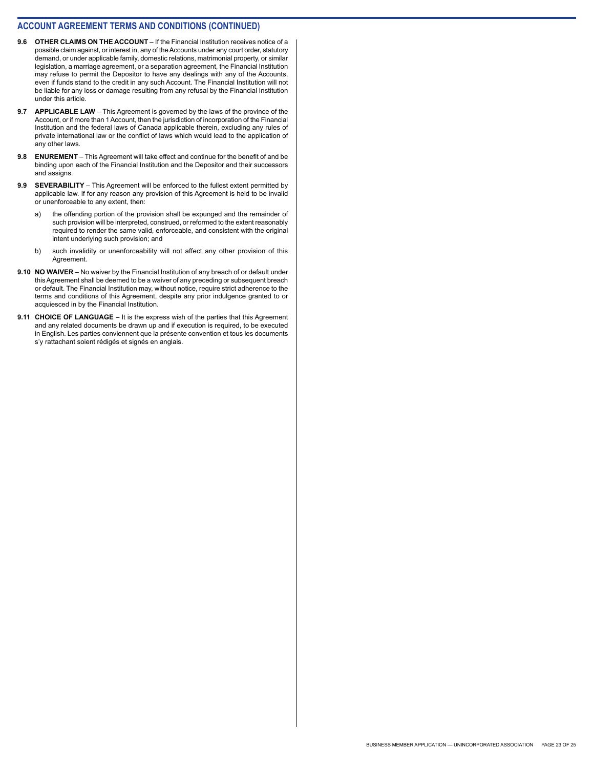## ACCOUNT AGREEMENT TERMS AND CONDITIONS (CONTINUED)

**9.6 OTHER CLAIMS ON THE ACCOUNT** – If the Financial Institution receives notice of a possible claim against, or interest in, any of the Accounts under any court order, statutory demand, or under applicable family, domestic relations, matrimonial property, or similar legislation, a marriage agreement, or a separation agreement, the Financial Institution may refuse to permit the Depositor to have any dealings with any of the Accounts, even if funds stand to the credit in any such Account. The Financial Institution will not be liable for any loss or damage resulting from any refusal by the Financial Institution under this article.

**9.7 APPLICABLE LAW** – This Agreement is governed by the laws of the province of the Account, or if more than 1 Account, then the jurisdiction of incorporation of the Financial Institution and the federal laws of Canada applicable therein, excluding any rules of private international law or the conflict of laws which would lead to the application of any other laws.

**9.8 ENUREMENT** – This Agreement will take effect and continue for the benefit of and be binding upon each of the Financial Institution and the Depositor and their successors and assigns.

**9.9 SEVERABILITY** – This Agreement will be enforced to the fullest extent permitted by applicable law. If for any reason any provision of this Agreement is held to be invalid or unenforceable to any extent, then:

a) the offending portion of the provision shall be expunged and the remainder of such provision will be interpreted, construed, or reformed to the extent reasonably required to render the same valid, enforceable, and consistent with the original intent underlying such provision; and

b) such invalidity or unenforceability will not affect any other provision of this Agreement.

**9.10 NO WAIVER** – No waiver by the Financial Institution of any breach of or default under this Agreement shall be deemed to be a waiver of any preceding or subsequent breach or default. The Financial Institution may, without notice, require strict adherence to the terms and conditions of this Agreement, despite any prior indulgence granted to or acquiesced in by the Financial Institution.

**9.11 CHOICE OF LANGUAGE** – It is the express wish of the parties that this Agreement and any related documents be drawn up and if execution is required, to be executed in English. Les parties conviennent que la présente convention et tous les documents s'y rattachant soient rédigés et signés en anglais.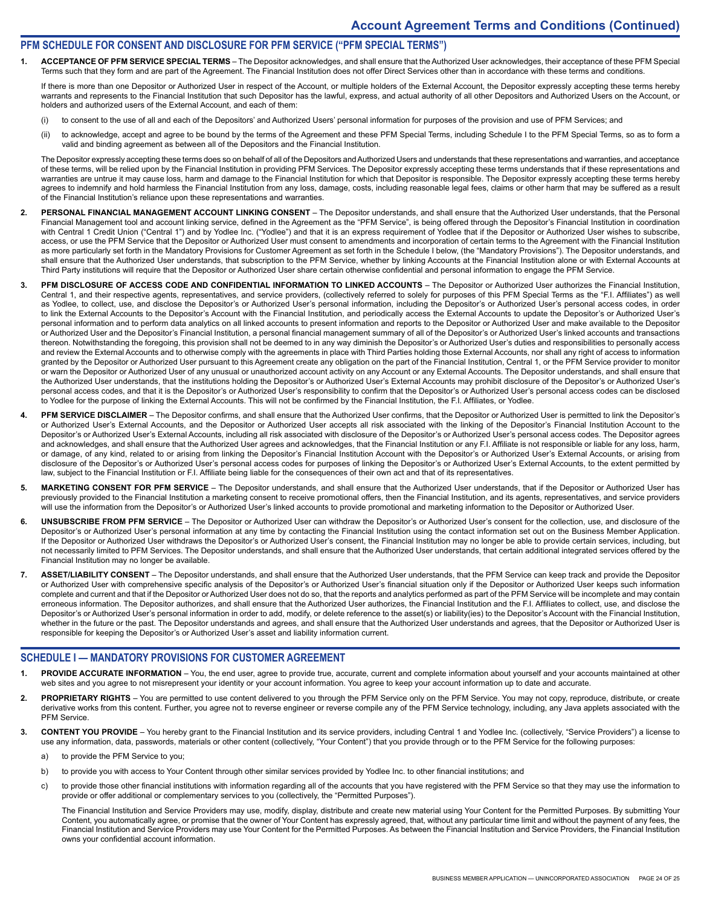# Account Agreement Terms and Conditions (Continued)

## PFM SCHEDULE FOR CONSENT AND DISCLOSURE FOR PFM SERVICE ("PFM SPECIAL TERMS")

1. **ACCEPTANCE OF PFM SERVICE SPECIAL TERMS** – The Depositor acknowledges, and shall ensure that the Authorized User acknowledges, their acceptance of these PFM Special Terms such that they form and are part of the Agreement. The Financial Institution does not offer Direct Services other than in accordance with these terms and conditions.

   If there is more than one Depositor or Authorized User in respect of the Account, or multiple holders of the External Account, the Depositor expressly accepting these terms hereby warrants and represents to the Financial Institution that such Depositor has the lawful, express, and actual authority of all other Depositors and Authorized Users on the Account, or holders and authorized users of the External Account, and each of them:

   (i) to consent to the use of all and each of the Depositors' and Authorized Users' personal information for purposes of the provision and use of PFM Services; and

   (ii) to acknowledge, accept and agree to be bound by the terms of the Agreement and these PFM Special Terms, including Schedule I to the PFM Special Terms, so as to form a valid and binding agreement as between all of the Depositors and the Financial Institution.

   The Depositor expressly accepting these terms does so on behalf of all of the Depositors and Authorized Users and understands that these representations and warranties, and acceptance of these terms, will be relied upon by the Financial Institution in providing PFM Services. The Depositor expressly accepting these terms understands that if these representations and warranties are untrue it may cause loss, harm and damage to the Financial Institution for which that Depositor is responsible. The Depositor expressly accepting these terms hereby agrees to indemnify and hold harmless the Financial Institution from any loss, damage, costs, including reasonable legal fees, claims or other harm that may be suffered as a result of the Financial Institution's reliance upon these representations and warranties.

2. **PERSONAL FINANCIAL MANAGEMENT ACCOUNT LINKING CONSENT** – The Depositor understands, and shall ensure that the Authorized User understands, that the Personal Financial Management tool and account linking service, defined in the Agreement as the "PFM Service", is being offered through the Depositor's Financial Institution in coordination with Central 1 Credit Union ("Central 1") and by Yodlee Inc. ("Yodlee") and that it is an express requirement of Yodlee that if the Depositor or Authorized User wishes to subscribe, access, or use the PFM Service that the Depositor or Authorized User must consent to amendments and incorporation of certain terms to the Agreement with the Financial Institution as more particularly set forth in the Mandatory Provisions for Customer Agreement as set forth in the Schedule I below, (the "Mandatory Provisions"). The Depositor understands, and shall ensure that the Authorized User understands, that subscription to the PFM Service, whether by linking Accounts at the Financial Institution alone or with External Accounts at Third Party institutions will require that the Depositor or Authorized User share certain otherwise confidential and personal information to engage the PFM Service.

3. **PFM DISCLOSURE OF ACCESS CODE AND CONFIDENTIAL INFORMATION TO LINKED ACCOUNTS** – The Depositor or Authorized User authorizes the Financial Institution, Central 1, and their respective agents, representatives, and service providers, (collectively referred to solely for purposes of this PFM Special Terms as the "F.I. Affiliates") as well as Yodlee, to collect, use, and disclose the Depositor's or Authorized User's personal information, including the Depositor's or Authorized User's personal access codes, in order to link the External Accounts to the Depositor's Account with the Financial Institution, and periodically access the External Accounts to update the Depositor's or Authorized User's personal information and to perform data analytics on all linked accounts to present information and reports to the Depositor or Authorized User and make available to the Depositor or Authorized User and the Depositor's Financial Institution, a personal financial management summary of all of the Depositor's or Authorized User's linked accounts and transactions thereon. Notwithstanding the foregoing, this provision shall not be deemed to in any way diminish the Depositor's or Authorized User's duties and responsibilities to personally access and review the External Accounts and to otherwise comply with the agreements in place with Third Parties holding those External Accounts, nor shall any right of access to information granted by the Depositor or Authorized User pursuant to this Agreement create any obligation on the part of the Financial Institution, Central 1, or the PFM Service provider to monitor or warn the Depositor or Authorized User of any unusual or unauthorized account activity on any Account or any External Accounts. The Depositor understands, and shall ensure that the Authorized User understands, that the institutions holding the Depositor's or Authorized User's External Accounts may prohibit disclosure of the Depositor's or Authorized User's personal access codes, and that it is the Depositor's or Authorized User's responsibility to confirm that the Depositor's or Authorized User's personal access codes can be disclosed to Yodlee for the purpose of linking the External Accounts. This will not be confirmed by the Financial Institution, the F.I. Affiliates, or Yodlee.

4. **PFM SERVICE DISCLAIMER** – The Depositor confirms, and shall ensure that the Authorized User confirms, that the Depositor or Authorized User is permitted to link the Depositor's or Authorized User's External Accounts, and the Depositor or Authorized User accepts all risk associated with the linking of the Depositor's Financial Institution Account to the Depositor's or Authorized User's External Accounts, including all risk associated with disclosure of the Depositor's or Authorized User's personal access codes. The Depositor agrees and acknowledges, and shall ensure that the Authorized User agrees and acknowledges, that the Financial Institution or any F.I. Affiliate is not responsible or liable for any loss, harm, or damage, of any kind, related to or arising from linking the Depositor's Financial Institution Account with the Depositor's or Authorized User's External Accounts, or arising from disclosure of the Depositor's or Authorized User's personal access codes for purposes of linking the Depositor's or Authorized User's External Accounts, to the extent permitted by law, subject to the Financial Institution or F.I. Affiliate being liable for the consequences of their own act and that of its representatives.

5. **MARKETING CONSENT FOR PFM SERVICE** – The Depositor understands, and shall ensure that the Authorized User understands, that if the Depositor or Authorized User has previously provided to the Financial Institution a marketing consent to receive promotional offers, then the Financial Institution, and its agents, representatives, and service providers will use the information from the Depositor's or Authorized User's linked accounts to provide promotional and marketing information to the Depositor or Authorized User.

6. **UNSUBSCRIBE FROM PFM SERVICE** – The Depositor or Authorized User can withdraw the Depositor's or Authorized User's consent for the collection, use, and disclosure of the Depositor's or Authorized User's personal information at any time by contacting the Financial Institution using the contact information set out on the Business Member Application. If the Depositor or Authorized User withdraws the Depositor's or Authorized User's consent, the Financial Institution may no longer be able to provide certain services, including, but not necessarily limited to PFM Services. The Depositor understands, and shall ensure that the Authorized User understands, that certain additional integrated services offered by the Financial Institution may no longer be available.

7. **ASSET/LIABILITY CONSENT** – The Depositor understands, and shall ensure that the Authorized User understands, that the PFM Service can keep track and provide the Depositor or Authorized User with comprehensive specific analysis of the Depositor's or Authorized User's financial situation only if the Depositor or Authorized User keeps such information complete and current and that if the Depositor or Authorized User does not do so, that the reports and analytics performed as part of the PFM Service will be incomplete and may contain erroneous information. The Depositor authorizes, and shall ensure that the Authorized User authorizes, the Financial Institution and the F.I. Affiliates to collect, use, and disclose the Depositor's or Authorized User's personal information in order to add, modify, or delete reference to the asset(s) or liability(ies) to the Depositor's Account with the Financial Institution, whether in the future or the past. The Depositor understands and agrees, and shall ensure that the Authorized User understands and agrees, that the Depositor or Authorized User is responsible for keeping the Depositor's or Authorized User's asset and liability information current.

## SCHEDULE I — MANDATORY PROVISIONS FOR CUSTOMER AGREEMENT

1. **PROVIDE ACCURATE INFORMATION** – You, the end user, agree to provide true, accurate, current and complete information about yourself and your accounts maintained at other web sites and you agree to not misrepresent your identity or your account information. You agree to keep your account information up to date and accurate.

2. **PROPRIETARY RIGHTS** – You are permitted to use content delivered to you through the PFM Service only on the PFM Service. You may not copy, reproduce, distribute, or create derivative works from this content. Further, you agree not to reverse engineer or reverse compile any of the PFM Service technology, including, any Java applets associated with the PFM Service.

3. **CONTENT YOU PROVIDE** – You hereby grant to the Financial Institution and its service providers, including Central 1 and Yodlee Inc. (collectively, "Service Providers") a license to use any information, data, passwords, materials or other content (collectively, "Your Content") that you provide through or to the PFM Service for the following purposes:

   a) to provide the PFM Service to you;

   b) to provide you with access to Your Content through other similar services provided by Yodlee Inc. to other financial institutions; and

   c) to provide those other financial institutions with information regarding all of the accounts that you have registered with the PFM Service so that they may use the information to provide or offer additional or complementary services to you (collectively, the "Permitted Purposes").

   The Financial Institution and Service Providers may use, modify, display, distribute and create new material using Your Content for the Permitted Purposes. By submitting Your Content, you automatically agree, or promise that the owner of Your Content has expressly agreed, that, without any particular time limit and without the payment of any fees, the Financial Institution and Service Providers may use Your Content for the Permitted Purposes. As between the Financial Institution and Service Providers, the Financial Institution owns your confidential account information.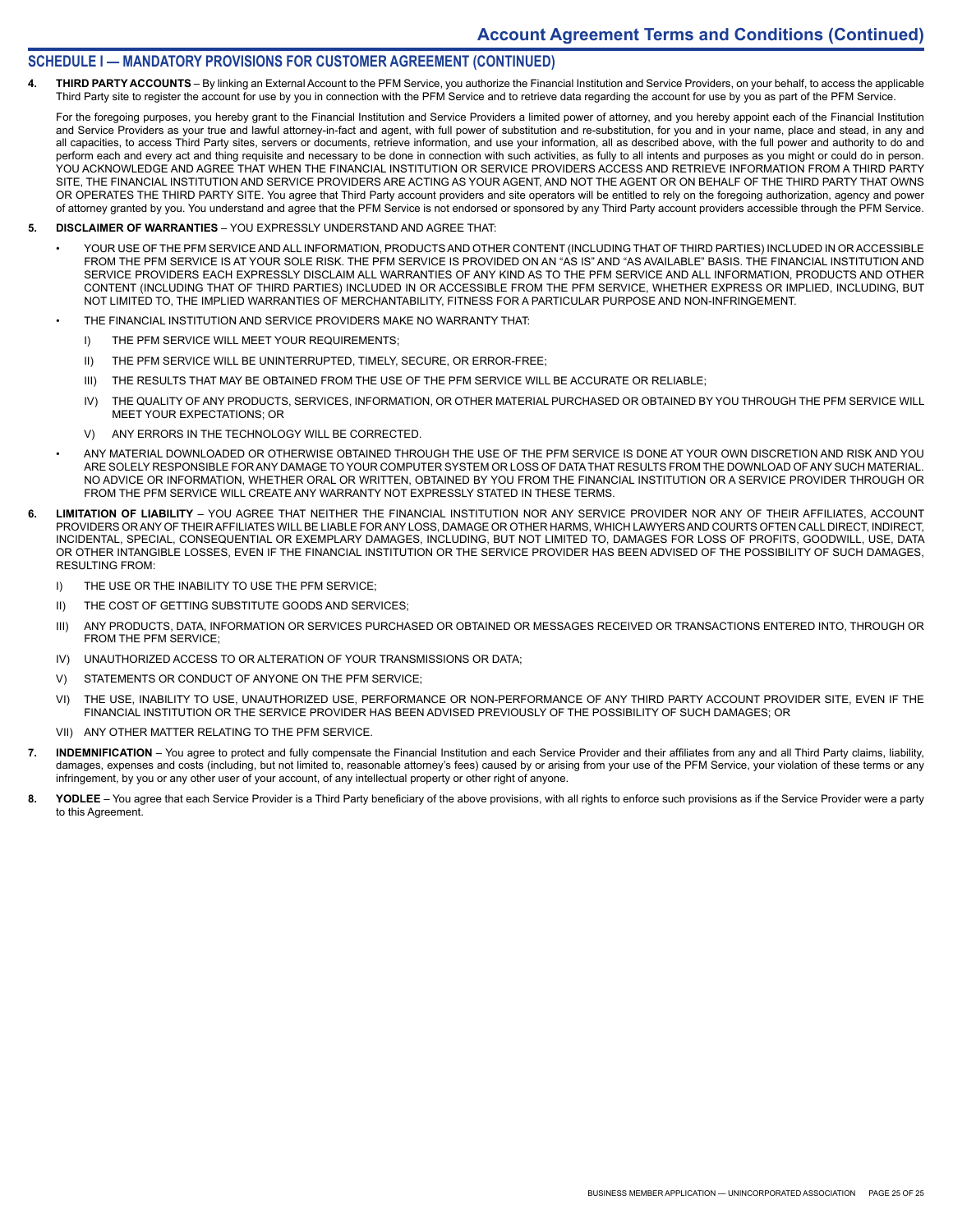## SCHEDULE I — MANDATORY PROVISIONS FOR CUSTOMER AGREEMENT (CONTINUED)

4. **THIRD PARTY ACCOUNTS** – By linking an External Account to the PFM Service, you authorize the Financial Institution and Service Providers, on your behalf, to access the applicable Third Party site to register the account for use by you in connection with the PFM Service and to retrieve data regarding the account for use by you as part of the PFM Service.

   For the foregoing purposes, you hereby grant to the Financial Institution and Service Providers a limited power of attorney, and you hereby appoint each of the Financial Institution and Service Providers as your true and lawful attorney-in-fact and agent, with full power of substitution and re-substitution, for you and in your name, place and stead, in any and all capacities, to access Third Party sites, servers or documents, retrieve information, and use your information, all as described above, with the full power and authority to do and perform each and every act and thing requisite and necessary to be done in connection with such activities, as fully to all intents and purposes as you might or could do in person. YOU ACKNOWLEDGE AND AGREE THAT WHEN THE FINANCIAL INSTITUTION OR SERVICE PROVIDERS ACCESS AND RETRIEVE INFORMATION FROM A THIRD PARTY SITE, THE FINANCIAL INSTITUTION AND SERVICE PROVIDERS ARE ACTING AS YOUR AGENT, AND NOT THE AGENT OR ON BEHALF OF THE THIRD PARTY THAT OWNS OR OPERATES THE THIRD PARTY SITE. You agree that Third Party account providers and site operators will be entitled to rely on the foregoing authorization, agency and power of attorney granted by you. You understand and agree that the PFM Service is not endorsed or sponsored by any Third Party account providers accessible through the PFM Service.

5. **DISCLAIMER OF WARRANTIES** – YOU EXPRESSLY UNDERSTAND AND AGREE THAT:

   - YOUR USE OF THE PFM SERVICE AND ALL INFORMATION, PRODUCTS AND OTHER CONTENT (INCLUDING THAT OF THIRD PARTIES) INCLUDED IN OR ACCESSIBLE FROM THE PFM SERVICE IS AT YOUR SOLE RISK. THE PFM SERVICE IS PROVIDED ON AN "AS IS" AND "AS AVAILABLE" BASIS. THE FINANCIAL INSTITUTION AND SERVICE PROVIDERS EACH EXPRESSLY DISCLAIM ALL WARRANTIES OF ANY KIND AS TO THE PFM SERVICE AND ALL INFORMATION, PRODUCTS AND OTHER CONTENT (INCLUDING THAT OF THIRD PARTIES) INCLUDED IN OR ACCESSIBLE FROM THE PFM SERVICE, WHETHER EXPRESS OR IMPLIED, INCLUDING, BUT NOT LIMITED TO, THE IMPLIED WARRANTIES OF MERCHANTABILITY, FITNESS FOR A PARTICULAR PURPOSE AND NON-INFRINGEMENT.
   - THE FINANCIAL INSTITUTION AND SERVICE PROVIDERS MAKE NO WARRANTY THAT:
     - I) THE PFM SERVICE WILL MEET YOUR REQUIREMENTS;
     - II) THE PFM SERVICE WILL BE UNINTERRUPTED, TIMELY, SECURE, OR ERROR-FREE;
     - III) THE RESULTS THAT MAY BE OBTAINED FROM THE USE OF THE PFM SERVICE WILL BE ACCURATE OR RELIABLE;
     - IV) THE QUALITY OF ANY PRODUCTS, SERVICES, INFORMATION, OR OTHER MATERIAL PURCHASED OR OBTAINED BY YOU THROUGH THE PFM SERVICE WILL MEET YOUR EXPECTATIONS; OR
     - V) ANY ERRORS IN THE TECHNOLOGY WILL BE CORRECTED.
   - ANY MATERIAL DOWNLOADED OR OTHERWISE OBTAINED THROUGH THE USE OF THE PFM SERVICE IS DONE AT YOUR OWN DISCRETION AND RISK AND YOU ARE SOLELY RESPONSIBLE FOR ANY DAMAGE TO YOUR COMPUTER SYSTEM OR LOSS OF DATA THAT RESULTS FROM THE DOWNLOAD OF ANY SUCH MATERIAL. NO ADVICE OR INFORMATION, WHETHER ORAL OR WRITTEN, OBTAINED BY YOU FROM THE FINANCIAL INSTITUTION OR A SERVICE PROVIDER THROUGH OR FROM THE PFM SERVICE WILL CREATE ANY WARRANTY NOT EXPRESSLY STATED IN THESE TERMS.

6. **LIMITATION OF LIABILITY** – YOU AGREE THAT NEITHER THE FINANCIAL INSTITUTION NOR ANY SERVICE PROVIDER NOR ANY OF THEIR AFFILIATES, ACCOUNT PROVIDERS OR ANY OF THEIR AFFILIATES WILL BE LIABLE FOR ANY LOSS, DAMAGE OR OTHER HARMS, WHICH LAWYERS AND COURTS OFTEN CALL DIRECT, INDIRECT, INCIDENTAL, SPECIAL, CONSEQUENTIAL OR EXEMPLARY DAMAGES, INCLUDING, BUT NOT LIMITED TO, DAMAGES FOR LOSS OF PROFITS, GOODWILL, USE, DATA OR OTHER INTANGIBLE LOSSES, EVEN IF THE FINANCIAL INSTITUTION OR THE SERVICE PROVIDER HAS BEEN ADVISED OF THE POSSIBILITY OF SUCH DAMAGES, RESULTING FROM:
   - I) THE USE OR THE INABILITY TO USE THE PFM SERVICE;
   - II) THE COST OF GETTING SUBSTITUTE GOODS AND SERVICES;
   - III) ANY PRODUCTS, DATA, INFORMATION OR SERVICES PURCHASED OR OBTAINED OR MESSAGES RECEIVED OR TRANSACTIONS ENTERED INTO, THROUGH OR FROM THE PFM SERVICE;
   - IV) UNAUTHORIZED ACCESS TO OR ALTERATION OF YOUR TRANSMISSIONS OR DATA;
   - V) STATEMENTS OR CONDUCT OF ANYONE ON THE PFM SERVICE;
   - VI) THE USE, INABILITY TO USE, UNAUTHORIZED USE, PERFORMANCE OR NON-PERFORMANCE OF ANY THIRD PARTY ACCOUNT PROVIDER SITE, EVEN IF THE FINANCIAL INSTITUTION OR THE SERVICE PROVIDER HAS BEEN ADVISED PREVIOUSLY OF THE POSSIBILITY OF SUCH DAMAGES; OR
   - VII) ANY OTHER MATTER RELATING TO THE PFM SERVICE.

7. **INDEMNIFICATION** – You agree to protect and fully compensate the Financial Institution and each Service Provider and their affiliates from any and all Third Party claims, liability, damages, expenses and costs (including, but not limited to, reasonable attorney's fees) caused by or arising from your use of the PFM Service, your violation of these terms or any infringement, by you or any other user of your account, of any intellectual property or other right of anyone.

8. **YODLEE** – You agree that each Service Provider is a Third Party beneficiary of the above provisions, with all rights to enforce such provisions as if the Service Provider were a party to this Agreement.